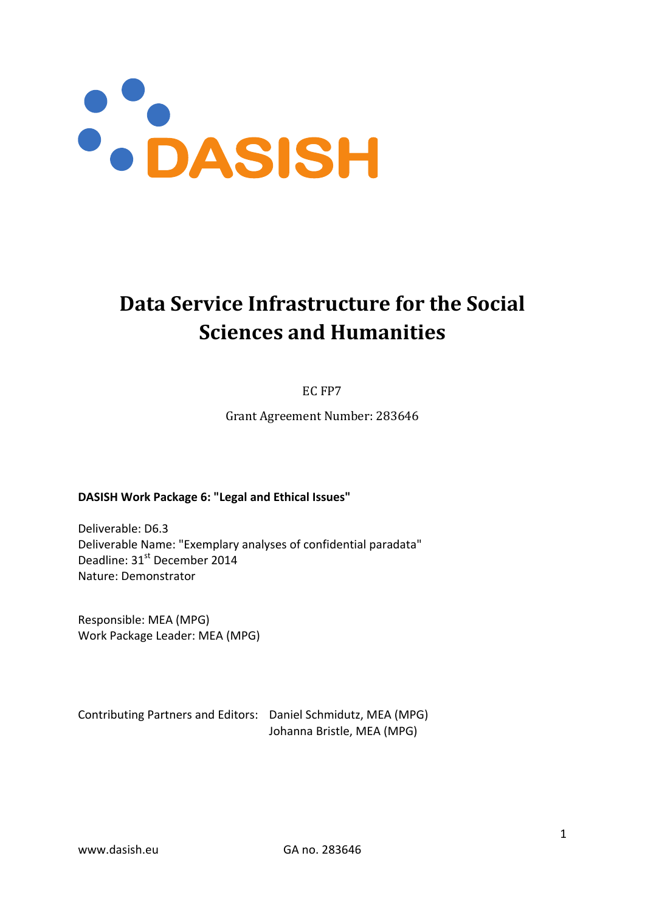DASISH

# Data Service Infrastructure for the Social Sciences and Humanities

EC FP7

Grant Agreement Number: 283646

**DASISH Work Package 6: "Legal and Ethical Issues"**

Deliverable: D6.3
Deliverable Name: "Exemplary analyses of confidential paradata"
Deadline: 31st December 2014
Nature: Demonstrator

Responsible: MEA (MPG)
Work Package Leader: MEA (MPG)

Contributing Partners and Editors: Daniel Schmidutz, MEA (MPG)
Johanna Bristle, MEA (MPG)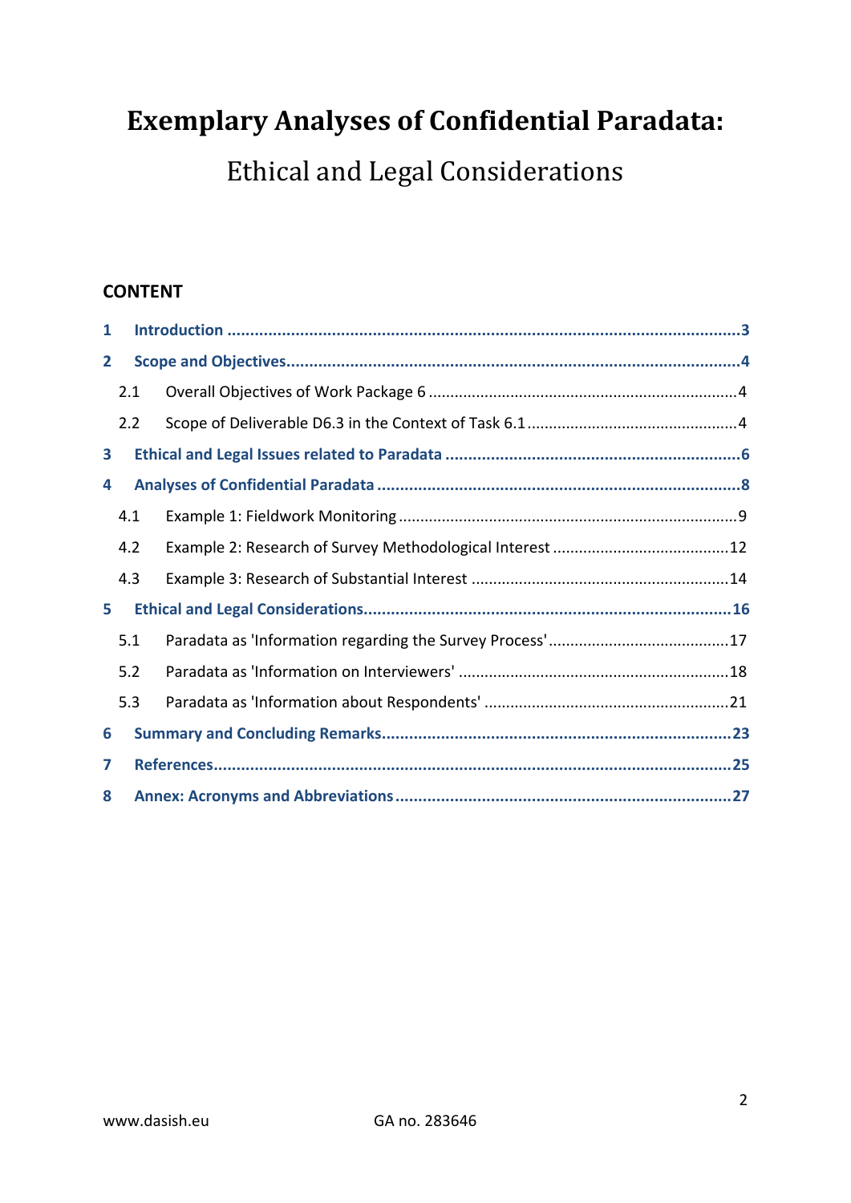# Exemplary Analyses of Confidential Paradata:

## Ethical and Legal Considerations

### CONTENT

| | | |
|---|---|---|
| **1** | **Introduction** | **3** |
| **2** | **Scope and Objectives** | **4** |
| 2.1 | Overall Objectives of Work Package 6 | 4 |
| 2.2 | Scope of Deliverable D6.3 in the Context of Task 6.1 | 4 |
| **3** | **Ethical and Legal Issues related to Paradata** | **6** |
| **4** | **Analyses of Confidential Paradata** | **8** |
| 4.1 | Example 1: Fieldwork Monitoring | 9 |
| 4.2 | Example 2: Research of Survey Methodological Interest | 12 |
| 4.3 | Example 3: Research of Substantial Interest | 14 |
| **5** | **Ethical and Legal Considerations** | **16** |
| 5.1 | Paradata as 'Information regarding the Survey Process' | 17 |
| 5.2 | Paradata as 'Information on Interviewers' | 18 |
| 5.3 | Paradata as 'Information about Respondents' | 21 |
| **6** | **Summary and Concluding Remarks** | **23** |
| **7** | **References** | **25** |
| **8** | **Annex: Acronyms and Abbreviations** | **27** |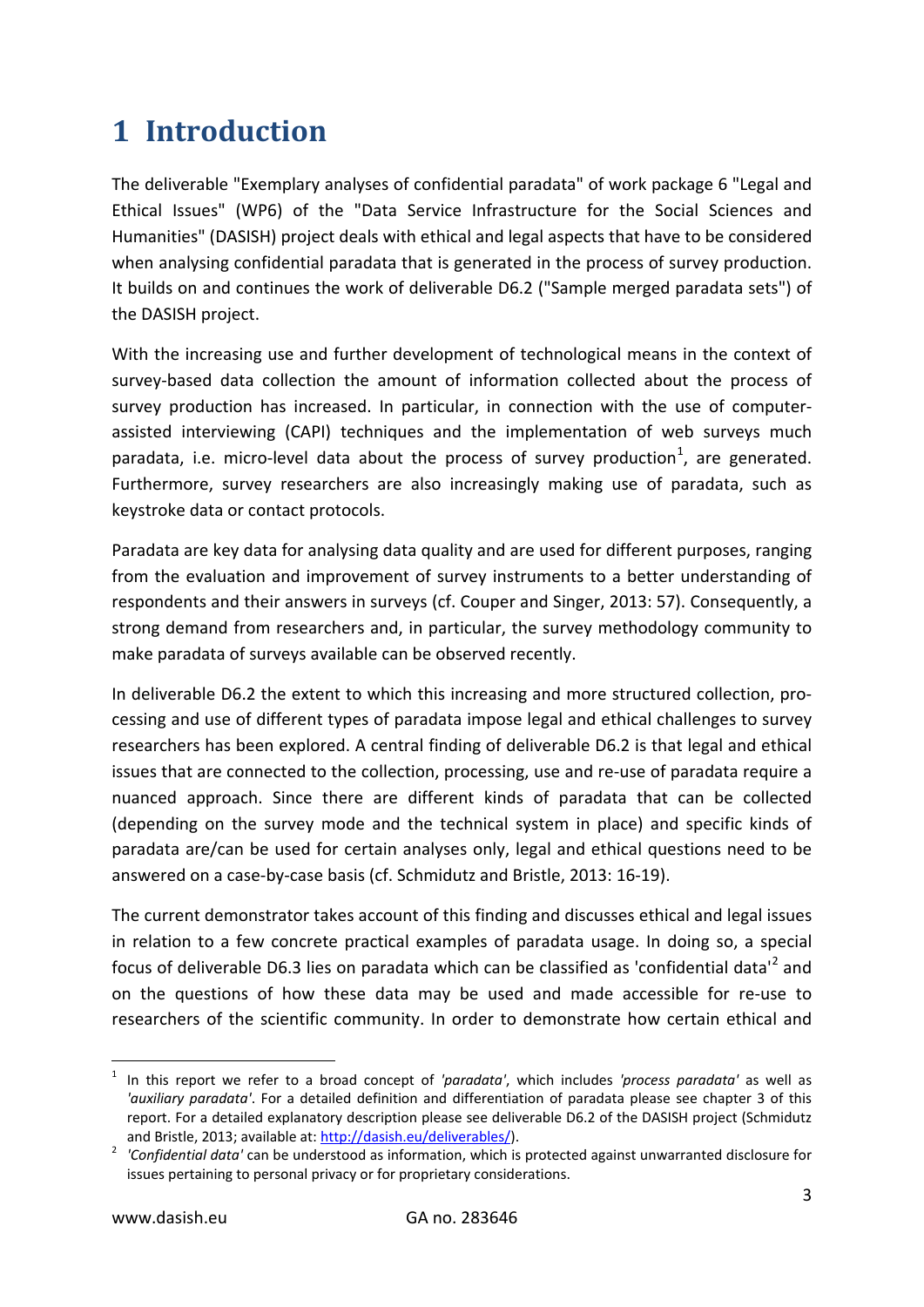# 1 Introduction

The deliverable "Exemplary analyses of confidential paradata" of work package 6 "Legal and Ethical Issues" (WP6) of the "Data Service Infrastructure for the Social Sciences and Humanities" (DASISH) project deals with ethical and legal aspects that have to be considered when analysing confidential paradata that is generated in the process of survey production. It builds on and continues the work of deliverable D6.2 ("Sample merged paradata sets") of the DASISH project.

With the increasing use and further development of technological means in the context of survey-based data collection the amount of information collected about the process of survey production has increased. In particular, in connection with the use of computer-assisted interviewing (CAPI) techniques and the implementation of web surveys much paradata, i.e. micro-level data about the process of survey production[1], are generated. Furthermore, survey researchers are also increasingly making use of paradata, such as keystroke data or contact protocols.

Paradata are key data for analysing data quality and are used for different purposes, ranging from the evaluation and improvement of survey instruments to a better understanding of respondents and their answers in surveys (cf. Couper and Singer, 2013: 57). Consequently, a strong demand from researchers and, in particular, the survey methodology community to make paradata of surveys available can be observed recently.

In deliverable D6.2 the extent to which this increasing and more structured collection, processing and use of different types of paradata impose legal and ethical challenges to survey researchers has been explored. A central finding of deliverable D6.2 is that legal and ethical issues that are connected to the collection, processing, use and re-use of paradata require a nuanced approach. Since there are different kinds of paradata that can be collected (depending on the survey mode and the technical system in place) and specific kinds of paradata are/can be used for certain analyses only, legal and ethical questions need to be answered on a case-by-case basis (cf. Schmidutz and Bristle, 2013: 16-19).

The current demonstrator takes account of this finding and discusses ethical and legal issues in relation to a few concrete practical examples of paradata usage. In doing so, a special focus of deliverable D6.3 lies on paradata which can be classified as 'confidential data'[2] and on the questions of how these data may be used and made accessible for re-use to researchers of the scientific community. In order to demonstrate how certain ethical and

---

[1] In this report we refer to a broad concept of *'paradata'*, which includes *'process paradata'* as well as *'auxiliary paradata'*. For a detailed definition and differentiation of paradata please see chapter 3 of this report. For a detailed explanatory description please see deliverable D6.2 of the DASISH project (Schmidutz and Bristle, 2013; available at: http://dasish.eu/deliverables/).

[2] *'Confidential data'* can be understood as information, which is protected against unwarranted disclosure for issues pertaining to personal privacy or for proprietary considerations.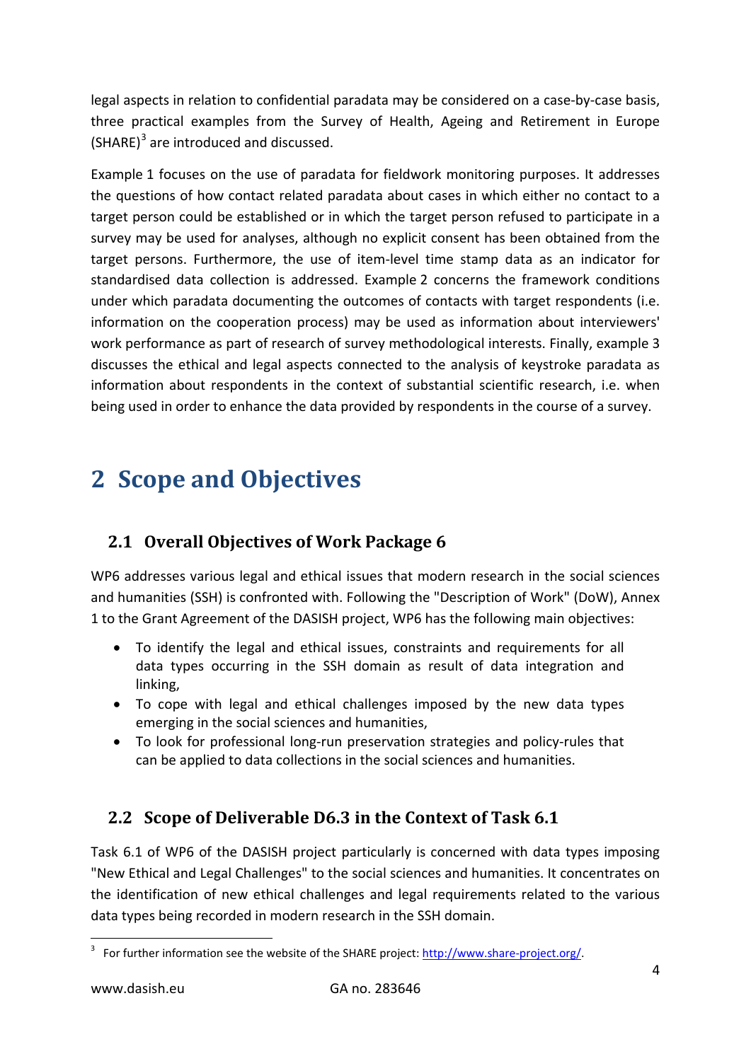legal aspects in relation to confidential paradata may be considered on a case-by-case basis, three practical examples from the Survey of Health, Ageing and Retirement in Europe (SHARE)[3] are introduced and discussed.

Example 1 focuses on the use of paradata for fieldwork monitoring purposes. It addresses the questions of how contact related paradata about cases in which either no contact to a target person could be established or in which the target person refused to participate in a survey may be used for analyses, although no explicit consent has been obtained from the target persons. Furthermore, the use of item-level time stamp data as an indicator for standardised data collection is addressed. Example 2 concerns the framework conditions under which paradata documenting the outcomes of contacts with target respondents (i.e. information on the cooperation process) may be used as information about interviewers' work performance as part of research of survey methodological interests. Finally, example 3 discusses the ethical and legal aspects connected to the analysis of keystroke paradata as information about respondents in the context of substantial scientific research, i.e. when being used in order to enhance the data provided by respondents in the course of a survey.

# 2 Scope and Objectives

## 2.1 Overall Objectives of Work Package 6

WP6 addresses various legal and ethical issues that modern research in the social sciences and humanities (SSH) is confronted with. Following the "Description of Work" (DoW), Annex 1 to the Grant Agreement of the DASISH project, WP6 has the following main objectives:

- To identify the legal and ethical issues, constraints and requirements for all data types occurring in the SSH domain as result of data integration and linking,
- To cope with legal and ethical challenges imposed by the new data types emerging in the social sciences and humanities,
- To look for professional long-run preservation strategies and policy-rules that can be applied to data collections in the social sciences and humanities.

## 2.2 Scope of Deliverable D6.3 in the Context of Task 6.1

Task 6.1 of WP6 of the DASISH project particularly is concerned with data types imposing "New Ethical and Legal Challenges" to the social sciences and humanities. It concentrates on the identification of new ethical challenges and legal requirements related to the various data types being recorded in modern research in the SSH domain.

[3] For further information see the website of the SHARE project: http://www.share-project.org/.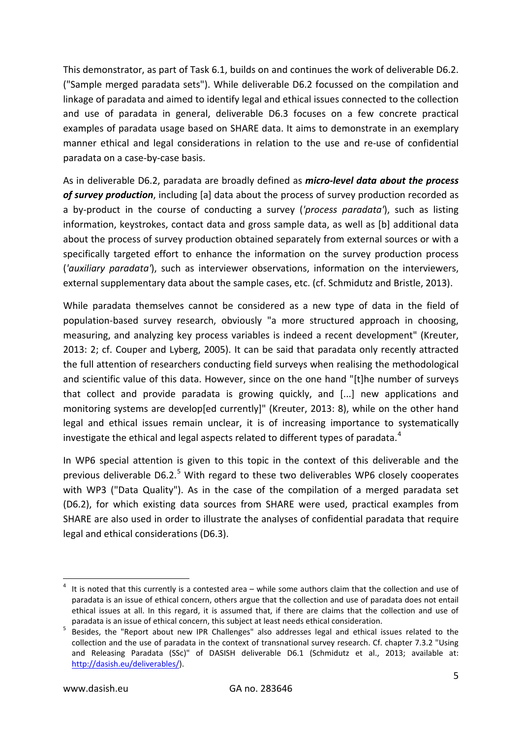This demonstrator, as part of Task 6.1, builds on and continues the work of deliverable D6.2. ("Sample merged paradata sets"). While deliverable D6.2 focussed on the compilation and linkage of paradata and aimed to identify legal and ethical issues connected to the collection and use of paradata in general, deliverable D6.3 focuses on a few concrete practical examples of paradata usage based on SHARE data. It aims to demonstrate in an exemplary manner ethical and legal considerations in relation to the use and re-use of confidential paradata on a case-by-case basis.

As in deliverable D6.2, paradata are broadly defined as ***micro-level data about the process of survey production***, including [a] data about the process of survey production recorded as a by-product in the course of conducting a survey (*'process paradata'*), such as listing information, keystrokes, contact data and gross sample data, as well as [b] additional data about the process of survey production obtained separately from external sources or with a specifically targeted effort to enhance the information on the survey production process (*'auxiliary paradata'*), such as interviewer observations, information on the interviewers, external supplementary data about the sample cases, etc. (cf. Schmidutz and Bristle, 2013).

While paradata themselves cannot be considered as a new type of data in the field of population-based survey research, obviously "a more structured approach in choosing, measuring, and analyzing key process variables is indeed a recent development" (Kreuter, 2013: 2; cf. Couper and Lyberg, 2005). It can be said that paradata only recently attracted the full attention of researchers conducting field surveys when realising the methodological and scientific value of this data. However, since on the one hand "[t]he number of surveys that collect and provide paradata is growing quickly, and [...] new applications and monitoring systems are develop[ed currently]" (Kreuter, 2013: 8), while on the other hand legal and ethical issues remain unclear, it is of increasing importance to systematically investigate the ethical and legal aspects related to different types of paradata.[4]

In WP6 special attention is given to this topic in the context of this deliverable and the previous deliverable D6.2.[5] With regard to these two deliverables WP6 closely cooperates with WP3 ("Data Quality"). As in the case of the compilation of a merged paradata set (D6.2), for which existing data sources from SHARE were used, practical examples from SHARE are also used in order to illustrate the analyses of confidential paradata that require legal and ethical considerations (D6.3).

---

[4] It is noted that this currently is a contested area – while some authors claim that the collection and use of paradata is an issue of ethical concern, others argue that the collection and use of paradata does not entail ethical issues at all. In this regard, it is assumed that, if there are claims that the collection and use of paradata is an issue of ethical concern, this subject at least needs ethical consideration.

[5] Besides, the "Report about new IPR Challenges" also addresses legal and ethical issues related to the collection and the use of paradata in the context of transnational survey research. Cf. chapter 7.3.2 "Using and Releasing Paradata (SSc)" of DASISH deliverable D6.1 (Schmidutz et al., 2013; available at: http://dasish.eu/deliverables/).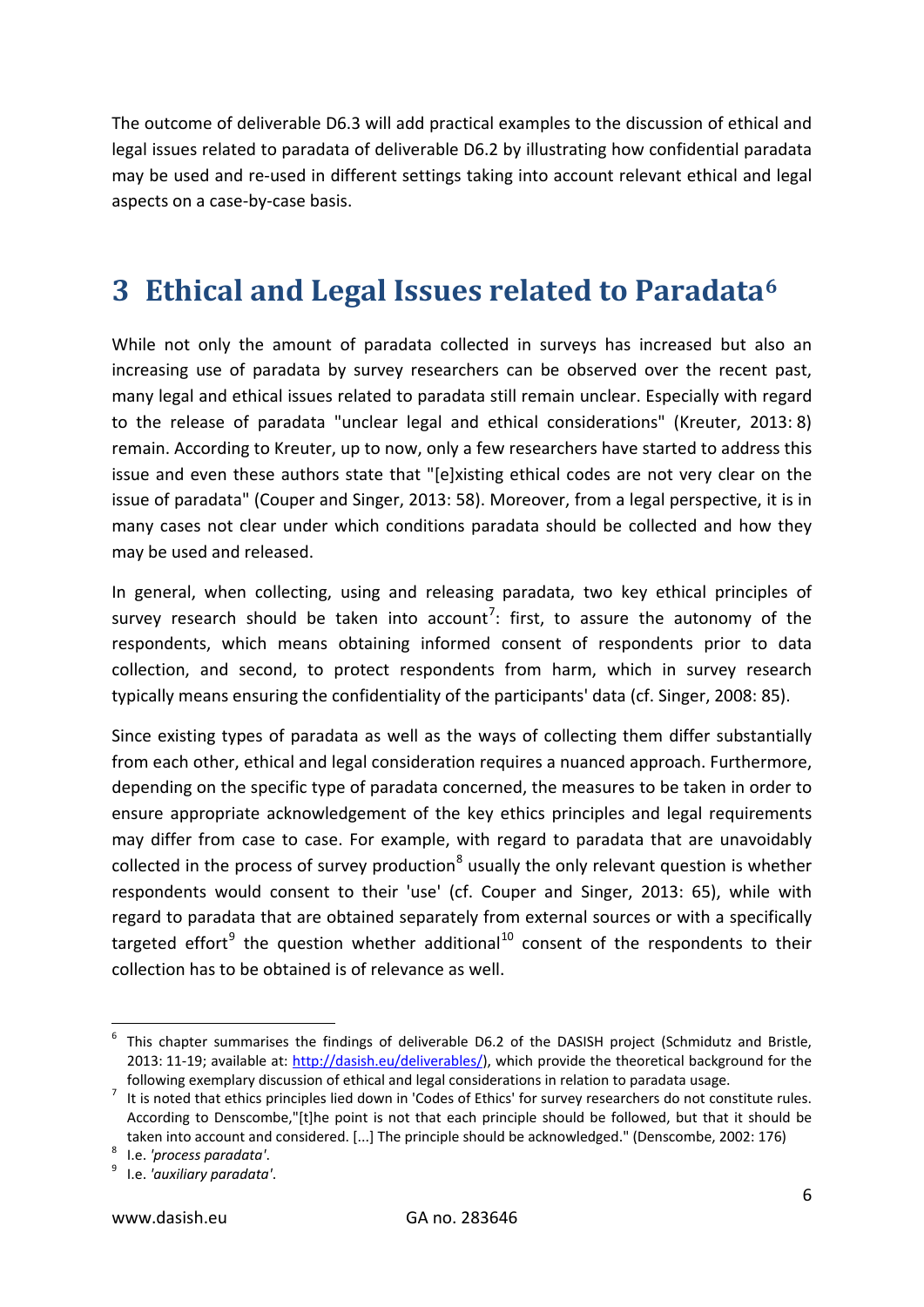The outcome of deliverable D6.3 will add practical examples to the discussion of ethical and legal issues related to paradata of deliverable D6.2 by illustrating how confidential paradata may be used and re-used in different settings taking into account relevant ethical and legal aspects on a case-by-case basis.

# 3 Ethical and Legal Issues related to Paradata[6]

While not only the amount of paradata collected in surveys has increased but also an increasing use of paradata by survey researchers can be observed over the recent past, many legal and ethical issues related to paradata still remain unclear. Especially with regard to the release of paradata "unclear legal and ethical considerations" (Kreuter, 2013: 8) remain. According to Kreuter, up to now, only a few researchers have started to address this issue and even these authors state that "[e]xisting ethical codes are not very clear on the issue of paradata" (Couper and Singer, 2013: 58). Moreover, from a legal perspective, it is in many cases not clear under which conditions paradata should be collected and how they may be used and released.

In general, when collecting, using and releasing paradata, two key ethical principles of survey research should be taken into account[7]: first, to assure the autonomy of the respondents, which means obtaining informed consent of respondents prior to data collection, and second, to protect respondents from harm, which in survey research typically means ensuring the confidentiality of the participants' data (cf. Singer, 2008: 85).

Since existing types of paradata as well as the ways of collecting them differ substantially from each other, ethical and legal consideration requires a nuanced approach. Furthermore, depending on the specific type of paradata concerned, the measures to be taken in order to ensure appropriate acknowledgement of the key ethics principles and legal requirements may differ from case to case. For example, with regard to paradata that are unavoidably collected in the process of survey production[8] usually the only relevant question is whether respondents would consent to their 'use' (cf. Couper and Singer, 2013: 65), while with regard to paradata that are obtained separately from external sources or with a specifically targeted effort[9] the question whether additional[10] consent of the respondents to their collection has to be obtained is of relevance as well.

---

[6] This chapter summarises the findings of deliverable D6.2 of the DASISH project (Schmidutz and Bristle, 2013: 11-19; available at: http://dasish.eu/deliverables/), which provide the theoretical background for the following exemplary discussion of ethical and legal considerations in relation to paradata usage.

[7] It is noted that ethics principles lied down in 'Codes of Ethics' for survey researchers do not constitute rules. According to Denscombe,"[t]he point is not that each principle should be followed, but that it should be taken into account and considered. [...] The principle should be acknowledged." (Denscombe, 2002: 176)

[8] I.e. *'process paradata'*.

[9] I.e. *'auxiliary paradata'*.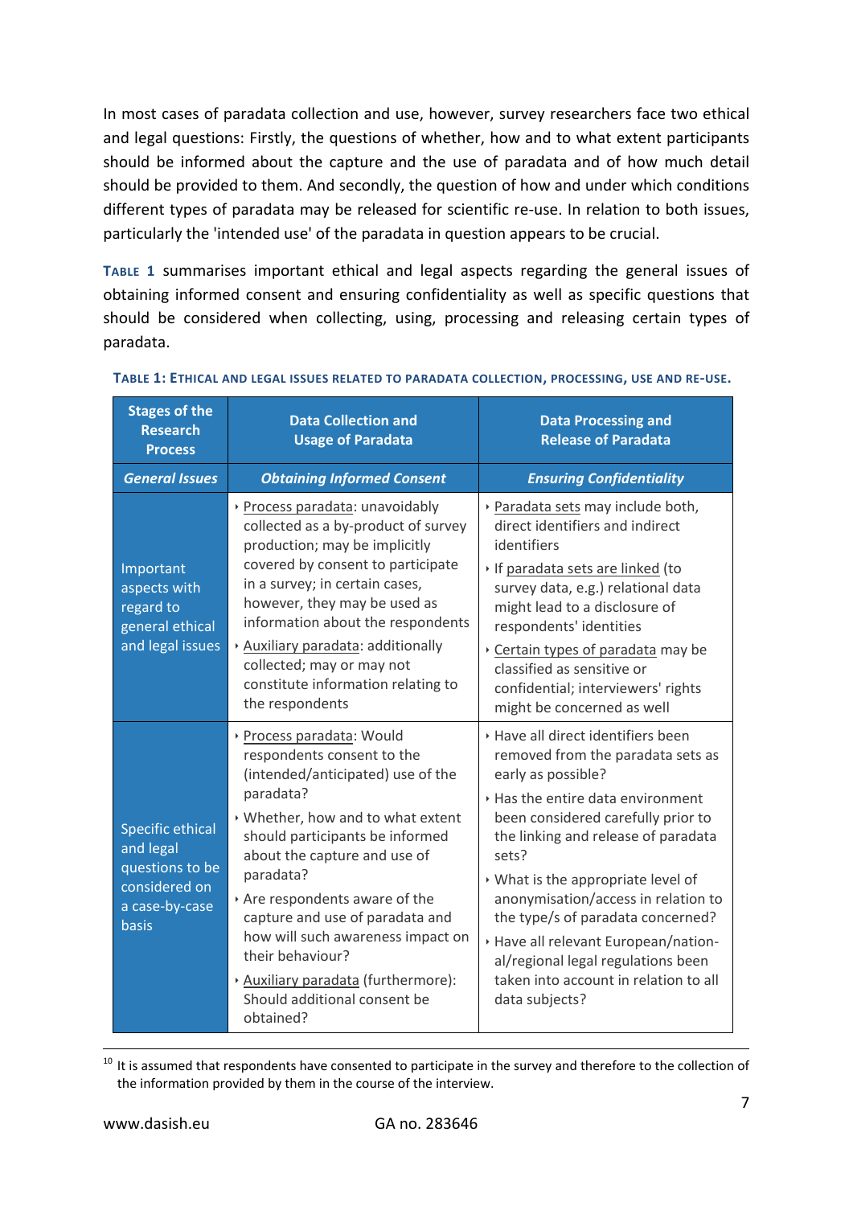In most cases of paradata collection and use, however, survey researchers face two ethical and legal questions: Firstly, the questions of whether, how and to what extent participants should be informed about the capture and the use of paradata and of how much detail should be provided to them. And secondly, the question of how and under which conditions different types of paradata may be released for scientific re-use. In relation to both issues, particularly the 'intended use' of the paradata in question appears to be crucial.

**Table 1** summarises important ethical and legal aspects regarding the general issues of obtaining informed consent and ensuring confidentiality as well as specific questions that should be considered when collecting, using, processing and releasing certain types of paradata.

**Table 1: Ethical and legal issues related to paradata collection, processing, use and re-use.**

| Stages of the Research Process | Data Collection and Usage of Paradata | Data Processing and Release of Paradata |
|---|---|---|
| ***General Issues*** | ***Obtaining Informed Consent*** | ***Ensuring Confidentiality*** |
| Important aspects with regard to general ethical and legal issues | ‣ Process paradata: unavoidably collected as a by-product of survey production; may be implicitly covered by consent to participate in a survey; in certain cases, however, they may be used as information about the respondents<br>‣ Auxiliary paradata: additionally collected; may or may not constitute information relating to the respondents | ‣ Paradata sets may include both, direct identifiers and indirect identifiers<br>‣ If paradata sets are linked (to survey data, e.g.) relational data might lead to a disclosure of respondents' identities<br>‣ Certain types of paradata may be classified as sensitive or confidential; interviewers' rights might be concerned as well |
| Specific ethical and legal questions to be considered on a case-by-case basis | ‣ Process paradata: Would respondents consent to the (intended/anticipated) use of the paradata?<br>‣ Whether, how and to what extent should participants be informed about the capture and use of paradata?<br>‣ Are respondents aware of the capture and use of paradata and how will such awareness impact on their behaviour?<br>‣ Auxiliary paradata (furthermore): Should additional consent be obtained? | ‣ Have all direct identifiers been removed from the paradata sets as early as possible?<br>‣ Has the entire data environment been considered carefully prior to the linking and release of paradata sets?<br>‣ What is the appropriate level of anonymisation/access in relation to the type/s of paradata concerned?<br>‣ Have all relevant European/national/regional legal regulations been taken into account in relation to all data subjects? |

[10] It is assumed that respondents have consented to participate in the survey and therefore to the collection of the information provided by them in the course of the interview.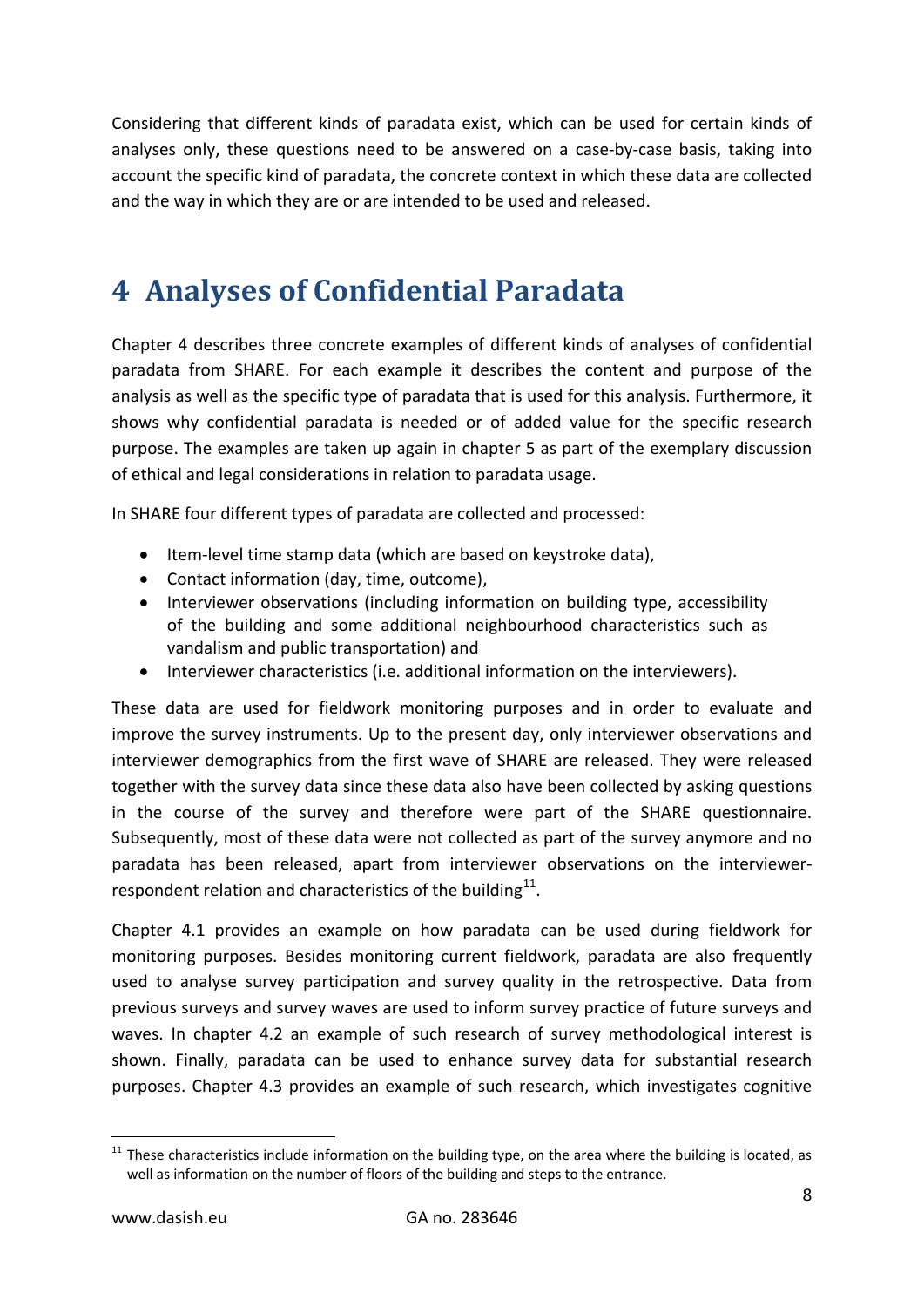Considering that different kinds of paradata exist, which can be used for certain kinds of analyses only, these questions need to be answered on a case-by-case basis, taking into account the specific kind of paradata, the concrete context in which these data are collected and the way in which they are or are intended to be used and released.

# 4 Analyses of Confidential Paradata

Chapter 4 describes three concrete examples of different kinds of analyses of confidential paradata from SHARE. For each example it describes the content and purpose of the analysis as well as the specific type of paradata that is used for this analysis. Furthermore, it shows why confidential paradata is needed or of added value for the specific research purpose. The examples are taken up again in chapter 5 as part of the exemplary discussion of ethical and legal considerations in relation to paradata usage.

In SHARE four different types of paradata are collected and processed:

- Item-level time stamp data (which are based on keystroke data),
- Contact information (day, time, outcome),
- Interviewer observations (including information on building type, accessibility of the building and some additional neighbourhood characteristics such as vandalism and public transportation) and
- Interviewer characteristics (i.e. additional information on the interviewers).

These data are used for fieldwork monitoring purposes and in order to evaluate and improve the survey instruments. Up to the present day, only interviewer observations and interviewer demographics from the first wave of SHARE are released. They were released together with the survey data since these data also have been collected by asking questions in the course of the survey and therefore were part of the SHARE questionnaire. Subsequently, most of these data were not collected as part of the survey anymore and no paradata has been released, apart from interviewer observations on the interviewer-respondent relation and characteristics of the building[11].

Chapter 4.1 provides an example on how paradata can be used during fieldwork for monitoring purposes. Besides monitoring current fieldwork, paradata are also frequently used to analyse survey participation and survey quality in the retrospective. Data from previous surveys and survey waves are used to inform survey practice of future surveys and waves. In chapter 4.2 an example of such research of survey methodological interest is shown. Finally, paradata can be used to enhance survey data for substantial research purposes. Chapter 4.3 provides an example of such research, which investigates cognitive

[11] These characteristics include information on the building type, on the area where the building is located, as well as information on the number of floors of the building and steps to the entrance.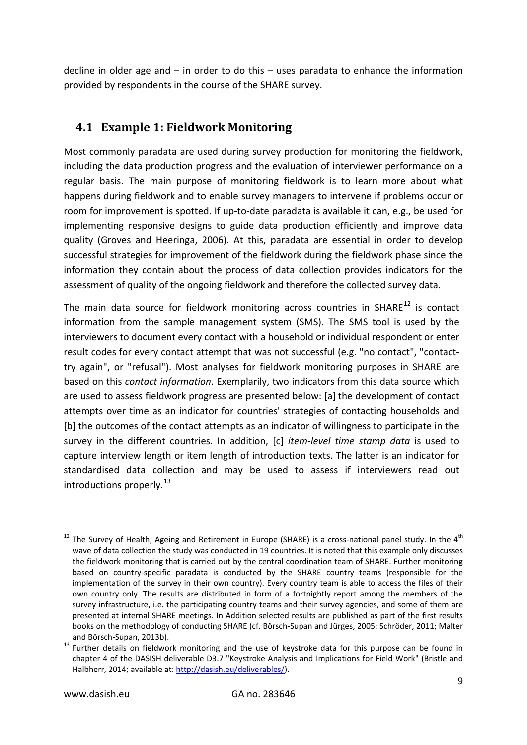decline in older age and – in order to do this – uses paradata to enhance the information provided by respondents in the course of the SHARE survey.

## 4.1 Example 1: Fieldwork Monitoring

Most commonly paradata are used during survey production for monitoring the fieldwork, including the data production progress and the evaluation of interviewer performance on a regular basis. The main purpose of monitoring fieldwork is to learn more about what happens during fieldwork and to enable survey managers to intervene if problems occur or room for improvement is spotted. If up-to-date paradata is available it can, e.g., be used for implementing responsive designs to guide data production efficiently and improve data quality (Groves and Heeringa, 2006). At this, paradata are essential in order to develop successful strategies for improvement of the fieldwork during the fieldwork phase since the information they contain about the process of data collection provides indicators for the assessment of quality of the ongoing fieldwork and therefore the collected survey data.

The main data source for fieldwork monitoring across countries in SHARE[12] is contact information from the sample management system (SMS). The SMS tool is used by the interviewers to document every contact with a household or individual respondent or enter result codes for every contact attempt that was not successful (e.g. "no contact", "contact-try again", or "refusal"). Most analyses for fieldwork monitoring purposes in SHARE are based on this *contact information*. Exemplarily, two indicators from this data source which are used to assess fieldwork progress are presented below: [a] the development of contact attempts over time as an indicator for countries' strategies of contacting households and [b] the outcomes of the contact attempts as an indicator of willingness to participate in the survey in the different countries. In addition, [c] *item-level time stamp data* is used to capture interview length or item length of introduction texts. The latter is an indicator for standardised data collection and may be used to assess if interviewers read out introductions properly.[13]

---

[12] The Survey of Health, Ageing and Retirement in Europe (SHARE) is a cross-national panel study. In the 4th wave of data collection the study was conducted in 19 countries. It is noted that this example only discusses the fieldwork monitoring that is carried out by the central coordination team of SHARE. Further monitoring based on country-specific paradata is conducted by the SHARE country teams (responsible for the implementation of the survey in their own country). Every country team is able to access the files of their own country only. The results are distributed in form of a fortnightly report among the members of the survey infrastructure, i.e. the participating country teams and their survey agencies, and some of them are presented at internal SHARE meetings. In Addition selected results are published as part of the first results books on the methodology of conducting SHARE (cf. Börsch-Supan and Jürges, 2005; Schröder, 2011; Malter and Börsch-Supan, 2013b).

[13] Further details on fieldwork monitoring and the use of keystroke data for this purpose can be found in chapter 4 of the DASISH deliverable D3.7 "Keystroke Analysis and Implications for Field Work" (Bristle and Halbherr, 2014; available at: http://dasish.eu/deliverables/).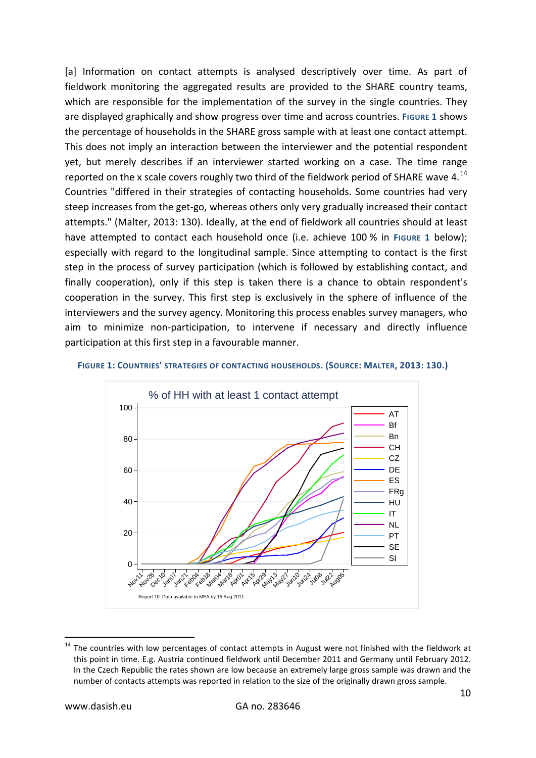[a] Information on contact attempts is analysed descriptively over time. As part of fieldwork monitoring the aggregated results are provided to the SHARE country teams, which are responsible for the implementation of the survey in the single countries. They are displayed graphically and show progress over time and across countries. **FIGURE 1** shows the percentage of households in the SHARE gross sample with at least one contact attempt. This does not imply an interaction between the interviewer and the potential respondent yet, but merely describes if an interviewer started working on a case. The time range reported on the x scale covers roughly two third of the fieldwork period of SHARE wave 4.[14] Countries "differed in their strategies of contacting households. Some countries had very steep increases from the get-go, whereas others only very gradually increased their contact attempts." (Malter, 2013: 130). Ideally, at the end of fieldwork all countries should at least have attempted to contact each household once (i.e. achieve 100 % in **FIGURE 1** below); especially with regard to the longitudinal sample. Since attempting to contact is the first step in the process of survey participation (which is followed by establishing contact, and finally cooperation), only if this step is taken there is a chance to obtain respondent's cooperation in the survey. This first step is exclusively in the sphere of influence of the interviewers and the survey agency. Monitoring this process enables survey managers, who aim to minimize non-participation, to intervene if necessary and directly influence participation at this first step in a favourable manner.

**FIGURE 1: COUNTRIES' STRATEGIES OF CONTACTING HOUSEHOLDS. (SOURCE: MALTER, 2013: 130.)**

% of HH with at least 1 contact attempt

Report 10: Data available to MEA by 15 Aug 2011.

---

[14] The countries with low percentages of contact attempts in August were not finished with the fieldwork at this point in time. E.g. Austria continued fieldwork until December 2011 and Germany until February 2012. In the Czech Republic the rates shown are low because an extremely large gross sample was drawn and the number of contacts attempts was reported in relation to the size of the originally drawn gross sample.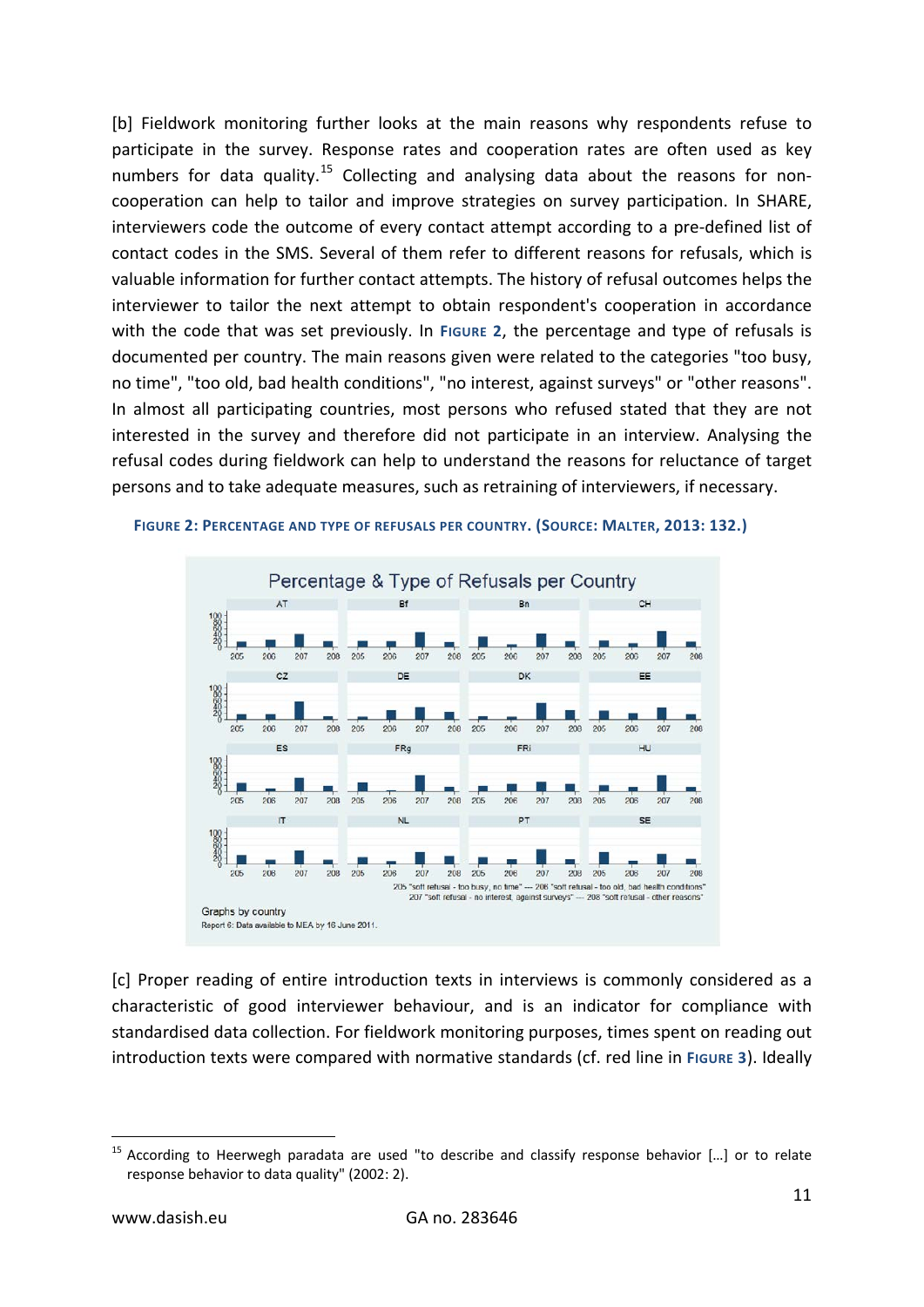[b] Fieldwork monitoring further looks at the main reasons why respondents refuse to participate in the survey. Response rates and cooperation rates are often used as key numbers for data quality.[15] Collecting and analysing data about the reasons for non-cooperation can help to tailor and improve strategies on survey participation. In SHARE, interviewers code the outcome of every contact attempt according to a pre-defined list of contact codes in the SMS. Several of them refer to different reasons for refusals, which is valuable information for further contact attempts. The history of refusal outcomes helps the interviewer to tailor the next attempt to obtain respondent's cooperation in accordance with the code that was set previously. In **Figure 2**, the percentage and type of refusals is documented per country. The main reasons given were related to the categories "too busy, no time", "too old, bad health conditions", "no interest, against surveys" or "other reasons". In almost all participating countries, most persons who refused stated that they are not interested in the survey and therefore did not participate in an interview. Analysing the refusal codes during fieldwork can help to understand the reasons for reluctance of target persons and to take adequate measures, such as retraining of interviewers, if necessary.

**Figure 2: Percentage and type of refusals per country. (Source: Malter, 2013: 132.)**

[c] Proper reading of entire introduction texts in interviews is commonly considered as a characteristic of good interviewer behaviour, and is an indicator for compliance with standardised data collection. For fieldwork monitoring purposes, times spent on reading out introduction texts were compared with normative standards (cf. red line in **Figure 3**). Ideally

---

[15] According to Heerwegh paradata are used "to describe and classify response behavior [...] or to relate response behavior to data quality" (2002: 2).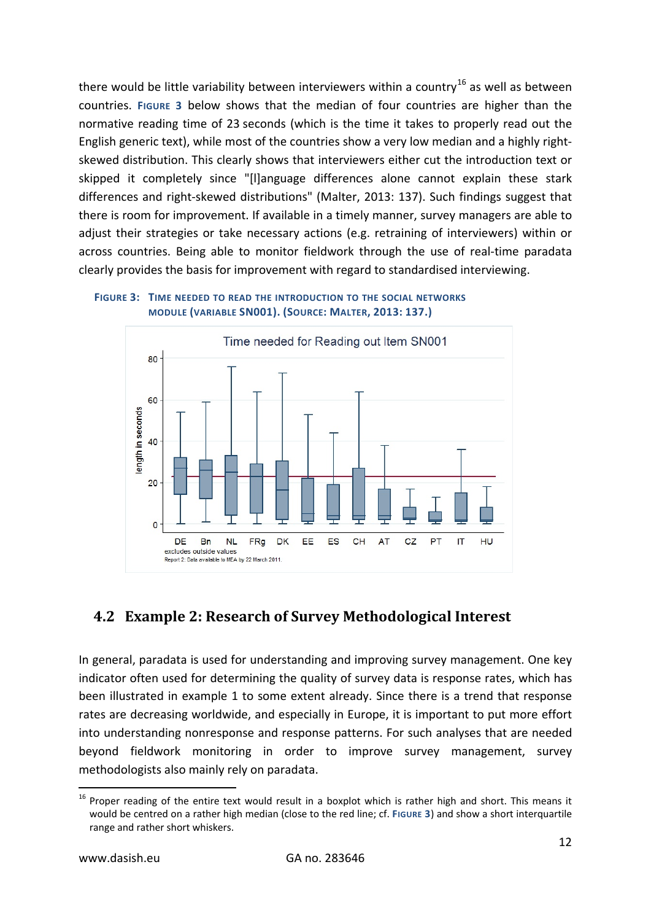there would be little variability between interviewers within a country[16] as well as between countries. **FIGURE 3** below shows that the median of four countries are higher than the normative reading time of 23 seconds (which is the time it takes to properly read out the English generic text), while most of the countries show a very low median and a highly right-skewed distribution. This clearly shows that interviewers either cut the introduction text or skipped it completely since "[l]anguage differences alone cannot explain these stark differences and right-skewed distributions" (Malter, 2013: 137). Such findings suggest that there is room for improvement. If available in a timely manner, survey managers are able to adjust their strategies or take necessary actions (e.g. retraining of interviewers) within or across countries. Being able to monitor fieldwork through the use of real-time paradata clearly provides the basis for improvement with regard to standardised interviewing.

**FIGURE 3: TIME NEEDED TO READ THE INTRODUCTION TO THE SOCIAL NETWORKS MODULE (VARIABLE SN001). (SOURCE: MALTER, 2013: 137.)**

## 4.2 Example 2: Research of Survey Methodological Interest

In general, paradata is used for understanding and improving survey management. One key indicator often used for determining the quality of survey data is response rates, which has been illustrated in example 1 to some extent already. Since there is a trend that response rates are decreasing worldwide, and especially in Europe, it is important to put more effort into understanding nonresponse and response patterns. For such analyses that are needed beyond fieldwork monitoring in order to improve survey management, survey methodologists also mainly rely on paradata.

[16] Proper reading of the entire text would result in a boxplot which is rather high and short. This means it would be centred on a rather high median (close to the red line; cf. **FIGURE 3**) and show a short interquartile range and rather short whiskers.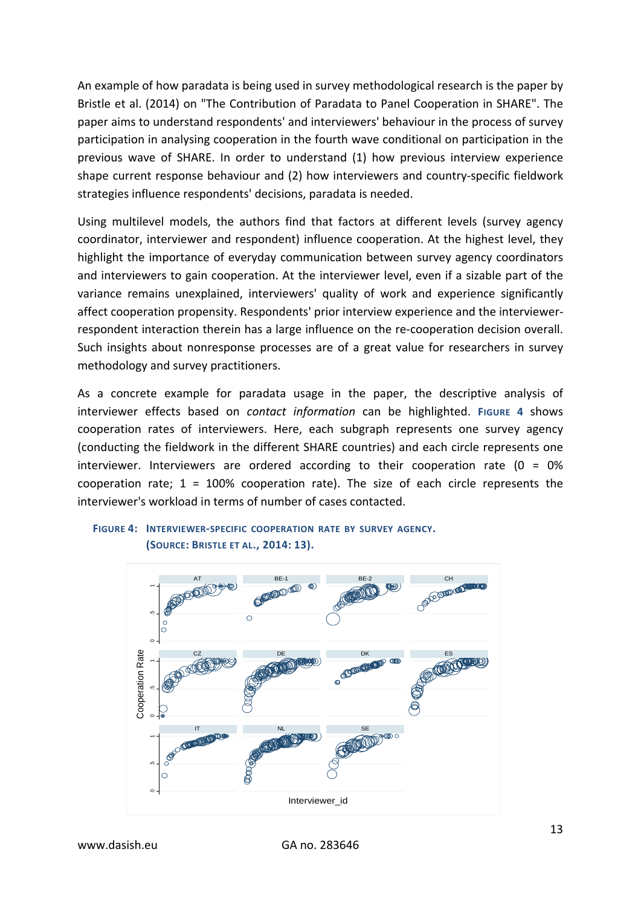An example of how paradata is being used in survey methodological research is the paper by Bristle et al. (2014) on "The Contribution of Paradata to Panel Cooperation in SHARE". The paper aims to understand respondents' and interviewers' behaviour in the process of survey participation in analysing cooperation in the fourth wave conditional on participation in the previous wave of SHARE. In order to understand (1) how previous interview experience shape current response behaviour and (2) how interviewers and country-specific fieldwork strategies influence respondents' decisions, paradata is needed.

Using multilevel models, the authors find that factors at different levels (survey agency coordinator, interviewer and respondent) influence cooperation. At the highest level, they highlight the importance of everyday communication between survey agency coordinators and interviewers to gain cooperation. At the interviewer level, even if a sizable part of the variance remains unexplained, interviewers' quality of work and experience significantly affect cooperation propensity. Respondents' prior interview experience and the interviewer-respondent interaction therein has a large influence on the re-cooperation decision overall. Such insights about nonresponse processes are of a great value for researchers in survey methodology and survey practitioners.

As a concrete example for paradata usage in the paper, the descriptive analysis of interviewer effects based on *contact information* can be highlighted. **Figure 4** shows cooperation rates of interviewers. Here, each subgraph represents one survey agency (conducting the fieldwork in the different SHARE countries) and each circle represents one interviewer. Interviewers are ordered according to their cooperation rate (0 = 0% cooperation rate; 1 = 100% cooperation rate). The size of each circle represents the interviewer's workload in terms of number of cases contacted.

**Figure 4: Interviewer-specific cooperation rate by survey agency. (Source: Bristle et al., 2014: 13).**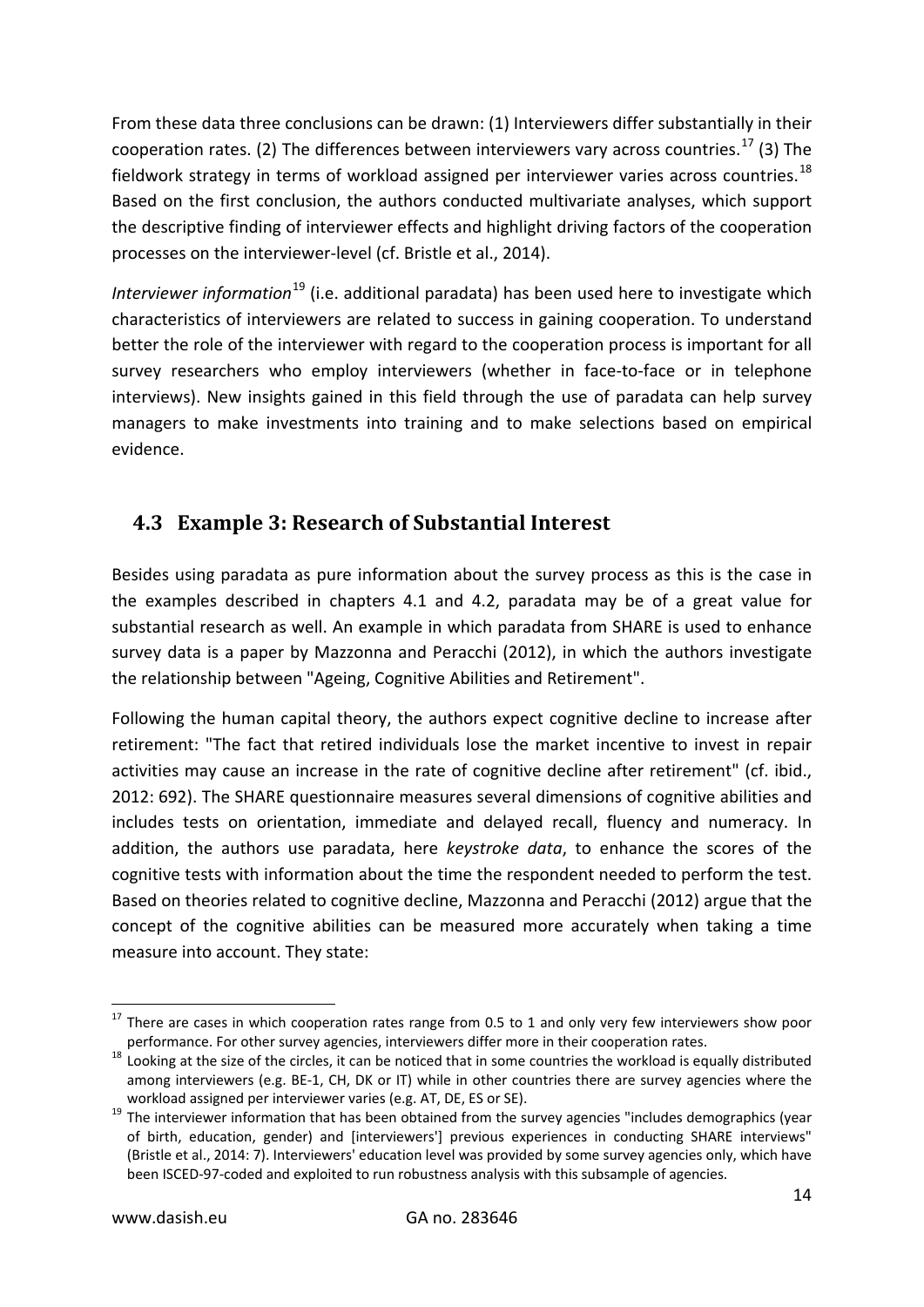From these data three conclusions can be drawn: (1) Interviewers differ substantially in their cooperation rates. (2) The differences between interviewers vary across countries.[17] (3) The fieldwork strategy in terms of workload assigned per interviewer varies across countries.[18] Based on the first conclusion, the authors conducted multivariate analyses, which support the descriptive finding of interviewer effects and highlight driving factors of the cooperation processes on the interviewer-level (cf. Bristle et al., 2014).

*Interviewer information*[19] (i.e. additional paradata) has been used here to investigate which characteristics of interviewers are related to success in gaining cooperation. To understand better the role of the interviewer with regard to the cooperation process is important for all survey researchers who employ interviewers (whether in face-to-face or in telephone interviews). New insights gained in this field through the use of paradata can help survey managers to make investments into training and to make selections based on empirical evidence.

## 4.3 Example 3: Research of Substantial Interest

Besides using paradata as pure information about the survey process as this is the case in the examples described in chapters 4.1 and 4.2, paradata may be of a great value for substantial research as well. An example in which paradata from SHARE is used to enhance survey data is a paper by Mazzonna and Peracchi (2012), in which the authors investigate the relationship between "Ageing, Cognitive Abilities and Retirement".

Following the human capital theory, the authors expect cognitive decline to increase after retirement: "The fact that retired individuals lose the market incentive to invest in repair activities may cause an increase in the rate of cognitive decline after retirement" (cf. ibid., 2012: 692). The SHARE questionnaire measures several dimensions of cognitive abilities and includes tests on orientation, immediate and delayed recall, fluency and numeracy. In addition, the authors use paradata, here *keystroke data*, to enhance the scores of the cognitive tests with information about the time the respondent needed to perform the test. Based on theories related to cognitive decline, Mazzonna and Peracchi (2012) argue that the concept of the cognitive abilities can be measured more accurately when taking a time measure into account. They state:

---

[17] There are cases in which cooperation rates range from 0.5 to 1 and only very few interviewers show poor performance. For other survey agencies, interviewers differ more in their cooperation rates.

[18] Looking at the size of the circles, it can be noticed that in some countries the workload is equally distributed among interviewers (e.g. BE-1, CH, DK or IT) while in other countries there are survey agencies where the workload assigned per interviewer varies (e.g. AT, DE, ES or SE).

[19] The interviewer information that has been obtained from the survey agencies "includes demographics (year of birth, education, gender) and [interviewers'] previous experiences in conducting SHARE interviews" (Bristle et al., 2014: 7). Interviewers' education level was provided by some survey agencies only, which have been ISCED-97-coded and exploited to run robustness analysis with this subsample of agencies.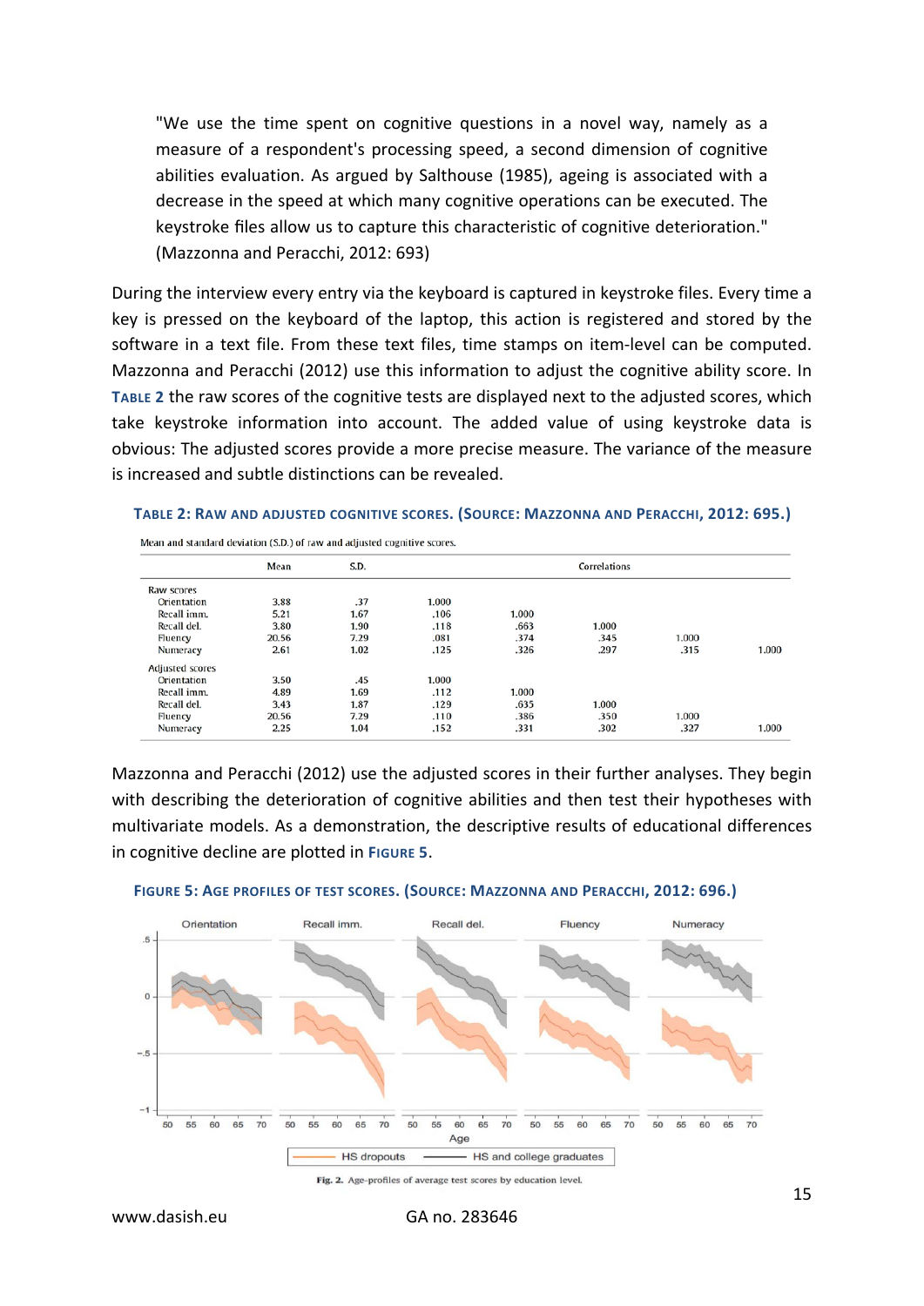"We use the time spent on cognitive questions in a novel way, namely as a measure of a respondent's processing speed, a second dimension of cognitive abilities evaluation. As argued by Salthouse (1985), ageing is associated with a decrease in the speed at which many cognitive operations can be executed. The keystroke files allow us to capture this characteristic of cognitive deterioration." (Mazzonna and Peracchi, 2012: 693)

During the interview every entry via the keyboard is captured in keystroke files. Every time a key is pressed on the keyboard of the laptop, this action is registered and stored by the software in a text file. From these text files, time stamps on item-level can be computed. Mazzonna and Peracchi (2012) use this information to adjust the cognitive ability score. In TABLE 2 the raw scores of the cognitive tests are displayed next to the adjusted scores, which take keystroke information into account. The added value of using keystroke data is obvious: The adjusted scores provide a more precise measure. The variance of the measure is increased and subtle distinctions can be revealed.

**TABLE 2: RAW AND ADJUSTED COGNITIVE SCORES. (SOURCE: MAZZONNA AND PERACCHI, 2012: 695.)**

Mean and standard deviation (S.D.) of raw and adjusted cognitive scores.

| | Mean | S.D. | Correlations | | | | |
|---|---|---|---|---|---|---|---|
| Raw scores | | | | | | | |
| Orientation | 3.88 | .37 | 1.000 | | | | |
| Recall imm. | 5.21 | 1.67 | .106 | 1.000 | | | |
| Recall del. | 3.80 | 1.90 | .118 | .663 | 1.000 | | |
| Fluency | 20.56 | 7.29 | .081 | .374 | .345 | 1.000 | |
| Numeracy | 2.61 | 1.02 | .125 | .326 | .297 | .315 | 1.000 |
| Adjusted scores | | | | | | | |
| Orientation | 3.50 | .45 | 1.000 | | | | |
| Recall imm. | 4.89 | 1.69 | .112 | 1.000 | | | |
| Recall del. | 3.43 | 1.87 | .129 | .635 | 1.000 | | |
| Fluency | 20.56 | 7.29 | .110 | .386 | .350 | 1.000 | |
| Numeracy | 2.25 | 1.04 | .152 | .331 | .302 | .327 | 1.000 |

Mazzonna and Peracchi (2012) use the adjusted scores in their further analyses. They begin with describing the deterioration of cognitive abilities and then test their hypotheses with multivariate models. As a demonstration, the descriptive results of educational differences in cognitive decline are plotted in FIGURE 5.

**FIGURE 5: AGE PROFILES OF TEST SCORES. (SOURCE: MAZZONNA AND PERACCHI, 2012: 696.)**

Fig. 2. Age-profiles of average test scores by education level.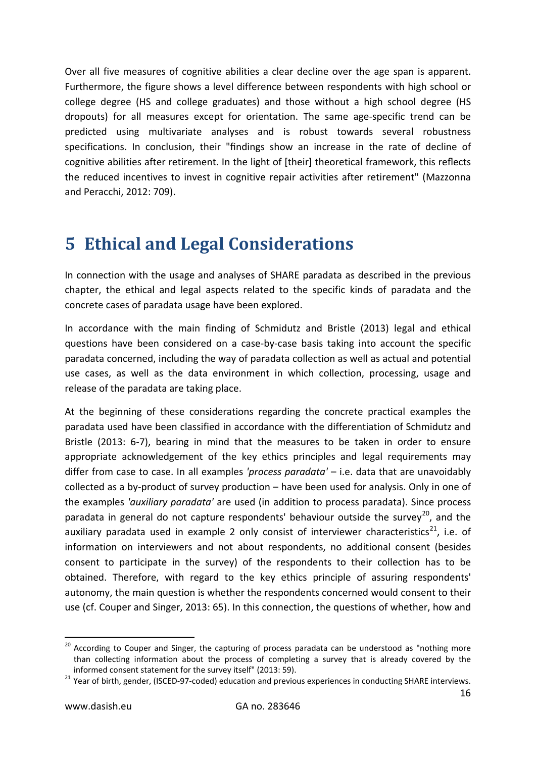Over all five measures of cognitive abilities a clear decline over the age span is apparent. Furthermore, the figure shows a level difference between respondents with high school or college degree (HS and college graduates) and those without a high school degree (HS dropouts) for all measures except for orientation. The same age-specific trend can be predicted using multivariate analyses and is robust towards several robustness specifications. In conclusion, their "findings show an increase in the rate of decline of cognitive abilities after retirement. In the light of [their] theoretical framework, this reflects the reduced incentives to invest in cognitive repair activities after retirement" (Mazzonna and Peracchi, 2012: 709).

# 5 Ethical and Legal Considerations

In connection with the usage and analyses of SHARE paradata as described in the previous chapter, the ethical and legal aspects related to the specific kinds of paradata and the concrete cases of paradata usage have been explored.

In accordance with the main finding of Schmidutz and Bristle (2013) legal and ethical questions have been considered on a case-by-case basis taking into account the specific paradata concerned, including the way of paradata collection as well as actual and potential use cases, as well as the data environment in which collection, processing, usage and release of the paradata are taking place.

At the beginning of these considerations regarding the concrete practical examples the paradata used have been classified in accordance with the differentiation of Schmidutz and Bristle (2013: 6-7), bearing in mind that the measures to be taken in order to ensure appropriate acknowledgement of the key ethics principles and legal requirements may differ from case to case. In all examples *'process paradata'* – i.e. data that are unavoidably collected as a by-product of survey production – have been used for analysis. Only in one of the examples *'auxiliary paradata'* are used (in addition to process paradata). Since process paradata in general do not capture respondents' behaviour outside the survey[20], and the auxiliary paradata used in example 2 only consist of interviewer characteristics[21], i.e. of information on interviewers and not about respondents, no additional consent (besides consent to participate in the survey) of the respondents to their collection has to be obtained. Therefore, with regard to the key ethics principle of assuring respondents' autonomy, the main question is whether the respondents concerned would consent to their use (cf. Couper and Singer, 2013: 65). In this connection, the questions of whether, how and

---

[20] According to Couper and Singer, the capturing of process paradata can be understood as "nothing more than collecting information about the process of completing a survey that is already covered by the informed consent statement for the survey itself" (2013: 59).

[21] Year of birth, gender, (ISCED-97-coded) education and previous experiences in conducting SHARE interviews.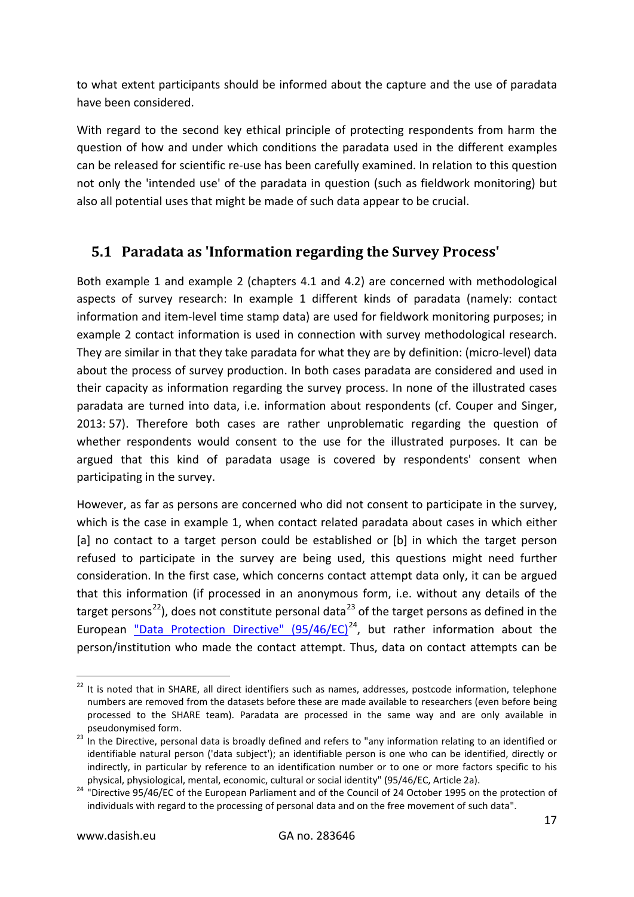to what extent participants should be informed about the capture and the use of paradata have been considered.

With regard to the second key ethical principle of protecting respondents from harm the question of how and under which conditions the paradata used in the different examples can be released for scientific re-use has been carefully examined. In relation to this question not only the 'intended use' of the paradata in question (such as fieldwork monitoring) but also all potential uses that might be made of such data appear to be crucial.

## 5.1 Paradata as 'Information regarding the Survey Process'

Both example 1 and example 2 (chapters 4.1 and 4.2) are concerned with methodological aspects of survey research: In example 1 different kinds of paradata (namely: contact information and item-level time stamp data) are used for fieldwork monitoring purposes; in example 2 contact information is used in connection with survey methodological research. They are similar in that they take paradata for what they are by definition: (micro-level) data about the process of survey production. In both cases paradata are considered and used in their capacity as information regarding the survey process. In none of the illustrated cases paradata are turned into data, i.e. information about respondents (cf. Couper and Singer, 2013: 57). Therefore both cases are rather unproblematic regarding the question of whether respondents would consent to the use for the illustrated purposes. It can be argued that this kind of paradata usage is covered by respondents' consent when participating in the survey.

However, as far as persons are concerned who did not consent to participate in the survey, which is the case in example 1, when contact related paradata about cases in which either [a] no contact to a target person could be established or [b] in which the target person refused to participate in the survey are being used, this questions might need further consideration. In the first case, which concerns contact attempt data only, it can be argued that this information (if processed in an anonymous form, i.e. without any details of the target persons[22]), does not constitute personal data[23] of the target persons as defined in the European "Data Protection Directive" (95/46/EC)[24], but rather information about the person/institution who made the contact attempt. Thus, data on contact attempts can be

[22] It is noted that in SHARE, all direct identifiers such as names, addresses, postcode information, telephone numbers are removed from the datasets before these are made available to researchers (even before being processed to the SHARE team). Paradata are processed in the same way and are only available in pseudonymised form.

[23] In the Directive, personal data is broadly defined and refers to "any information relating to an identified or identifiable natural person ('data subject'); an identifiable person is one who can be identified, directly or indirectly, in particular by reference to an identification number or to one or more factors specific to his physical, physiological, mental, economic, cultural or social identity" (95/46/EC, Article 2a).

[24] "Directive 95/46/EC of the European Parliament and of the Council of 24 October 1995 on the protection of individuals with regard to the processing of personal data and on the free movement of such data".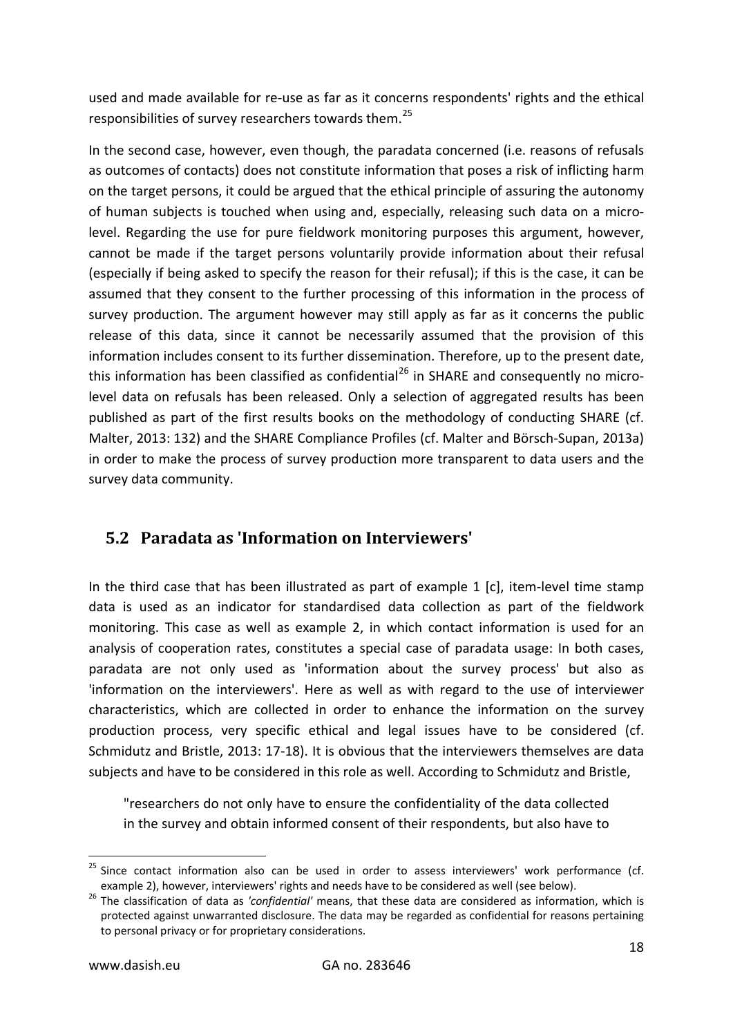used and made available for re-use as far as it concerns respondents' rights and the ethical responsibilities of survey researchers towards them.[25]

In the second case, however, even though, the paradata concerned (i.e. reasons of refusals as outcomes of contacts) does not constitute information that poses a risk of inflicting harm on the target persons, it could be argued that the ethical principle of assuring the autonomy of human subjects is touched when using and, especially, releasing such data on a micro-level. Regarding the use for pure fieldwork monitoring purposes this argument, however, cannot be made if the target persons voluntarily provide information about their refusal (especially if being asked to specify the reason for their refusal); if this is the case, it can be assumed that they consent to the further processing of this information in the process of survey production. The argument however may still apply as far as it concerns the public release of this data, since it cannot be necessarily assumed that the provision of this information includes consent to its further dissemination. Therefore, up to the present date, this information has been classified as confidential[26] in SHARE and consequently no micro-level data on refusals has been released. Only a selection of aggregated results has been published as part of the first results books on the methodology of conducting SHARE (cf. Malter, 2013: 132) and the SHARE Compliance Profiles (cf. Malter and Börsch-Supan, 2013a) in order to make the process of survey production more transparent to data users and the survey data community.

## 5.2 Paradata as 'Information on Interviewers'

In the third case that has been illustrated as part of example 1 [c], item-level time stamp data is used as an indicator for standardised data collection as part of the fieldwork monitoring. This case as well as example 2, in which contact information is used for an analysis of cooperation rates, constitutes a special case of paradata usage: In both cases, paradata are not only used as 'information about the survey process' but also as 'information on the interviewers'. Here as well as with regard to the use of interviewer characteristics, which are collected in order to enhance the information on the survey production process, very specific ethical and legal issues have to be considered (cf. Schmidutz and Bristle, 2013: 17-18). It is obvious that the interviewers themselves are data subjects and have to be considered in this role as well. According to Schmidutz and Bristle,

> "researchers do not only have to ensure the confidentiality of the data collected in the survey and obtain informed consent of their respondents, but also have to

---

[25] Since contact information also can be used in order to assess interviewers' work performance (cf. example 2), however, interviewers' rights and needs have to be considered as well (see below).

[26] The classification of data as *'confidential'* means, that these data are considered as information, which is protected against unwarranted disclosure. The data may be regarded as confidential for reasons pertaining to personal privacy or for proprietary considerations.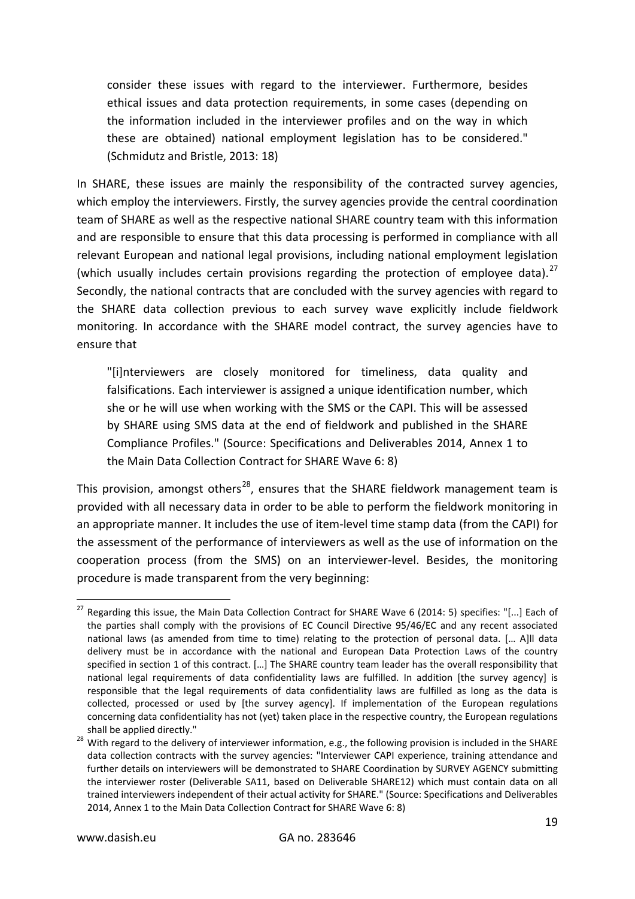> consider these issues with regard to the interviewer. Furthermore, besides ethical issues and data protection requirements, in some cases (depending on the information included in the interviewer profiles and on the way in which these are obtained) national employment legislation has to be considered." (Schmidutz and Bristle, 2013: 18)

In SHARE, these issues are mainly the responsibility of the contracted survey agencies, which employ the interviewers. Firstly, the survey agencies provide the central coordination team of SHARE as well as the respective national SHARE country team with this information and are responsible to ensure that this data processing is performed in compliance with all relevant European and national legal provisions, including national employment legislation (which usually includes certain provisions regarding the protection of employee data).[27] Secondly, the national contracts that are concluded with the survey agencies with regard to the SHARE data collection previous to each survey wave explicitly include fieldwork monitoring. In accordance with the SHARE model contract, the survey agencies have to ensure that

> "[i]nterviewers are closely monitored for timeliness, data quality and falsifications. Each interviewer is assigned a unique identification number, which she or he will use when working with the SMS or the CAPI. This will be assessed by SHARE using SMS data at the end of fieldwork and published in the SHARE Compliance Profiles." (Source: Specifications and Deliverables 2014, Annex 1 to the Main Data Collection Contract for SHARE Wave 6: 8)

This provision, amongst others[28], ensures that the SHARE fieldwork management team is provided with all necessary data in order to be able to perform the fieldwork monitoring in an appropriate manner. It includes the use of item-level time stamp data (from the CAPI) for the assessment of the performance of interviewers as well as the use of information on the cooperation process (from the SMS) on an interviewer-level. Besides, the monitoring procedure is made transparent from the very beginning:

---

[27] Regarding this issue, the Main Data Collection Contract for SHARE Wave 6 (2014: 5) specifies: "[...] Each of the parties shall comply with the provisions of EC Council Directive 95/46/EC and any recent associated national laws (as amended from time to time) relating to the protection of personal data. [… A]ll data delivery must be in accordance with the national and European Data Protection Laws of the country specified in section 1 of this contract. […] The SHARE country team leader has the overall responsibility that national legal requirements of data confidentiality laws are fulfilled. In addition [the survey agency] is responsible that the legal requirements of data confidentiality laws are fulfilled as long as the data is collected, processed or used by [the survey agency]. If implementation of the European regulations concerning data confidentiality has not (yet) taken place in the respective country, the European regulations shall be applied directly."

[28] With regard to the delivery of interviewer information, e.g., the following provision is included in the SHARE data collection contracts with the survey agencies: "Interviewer CAPI experience, training attendance and further details on interviewers will be demonstrated to SHARE Coordination by SURVEY AGENCY submitting the interviewer roster (Deliverable SA11, based on Deliverable SHARE12) which must contain data on all trained interviewers independent of their actual activity for SHARE." (Source: Specifications and Deliverables 2014, Annex 1 to the Main Data Collection Contract for SHARE Wave 6: 8)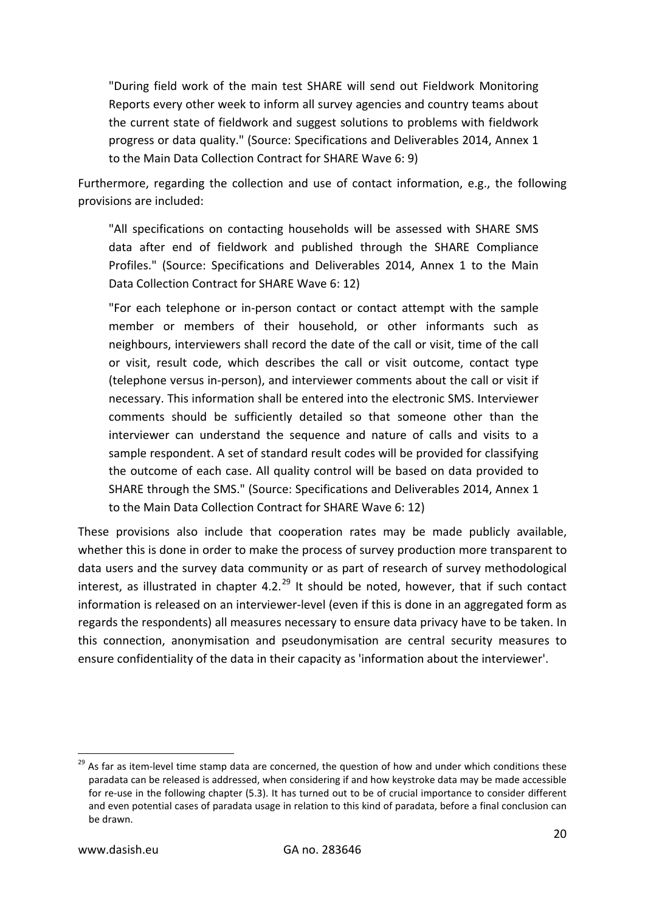> "During field work of the main test SHARE will send out Fieldwork Monitoring Reports every other week to inform all survey agencies and country teams about the current state of fieldwork and suggest solutions to problems with fieldwork progress or data quality." (Source: Specifications and Deliverables 2014, Annex 1 to the Main Data Collection Contract for SHARE Wave 6: 9)

Furthermore, regarding the collection and use of contact information, e.g., the following provisions are included:

> "All specifications on contacting households will be assessed with SHARE SMS data after end of fieldwork and published through the SHARE Compliance Profiles." (Source: Specifications and Deliverables 2014, Annex 1 to the Main Data Collection Contract for SHARE Wave 6: 12)
>
> "For each telephone or in-person contact or contact attempt with the sample member or members of their household, or other informants such as neighbours, interviewers shall record the date of the call or visit, time of the call or visit, result code, which describes the call or visit outcome, contact type (telephone versus in-person), and interviewer comments about the call or visit if necessary. This information shall be entered into the electronic SMS. Interviewer comments should be sufficiently detailed so that someone other than the interviewer can understand the sequence and nature of calls and visits to a sample respondent. A set of standard result codes will be provided for classifying the outcome of each case. All quality control will be based on data provided to SHARE through the SMS." (Source: Specifications and Deliverables 2014, Annex 1 to the Main Data Collection Contract for SHARE Wave 6: 12)

These provisions also include that cooperation rates may be made publicly available, whether this is done in order to make the process of survey production more transparent to data users and the survey data community or as part of research of survey methodological interest, as illustrated in chapter 4.2.[29] It should be noted, however, that if such contact information is released on an interviewer-level (even if this is done in an aggregated form as regards the respondents) all measures necessary to ensure data privacy have to be taken. In this connection, anonymisation and pseudonymisation are central security measures to ensure confidentiality of the data in their capacity as 'information about the interviewer'.

[29] As far as item-level time stamp data are concerned, the question of how and under which conditions these paradata can be released is addressed, when considering if and how keystroke data may be made accessible for re-use in the following chapter (5.3). It has turned out to be of crucial importance to consider different and even potential cases of paradata usage in relation to this kind of paradata, before a final conclusion can be drawn.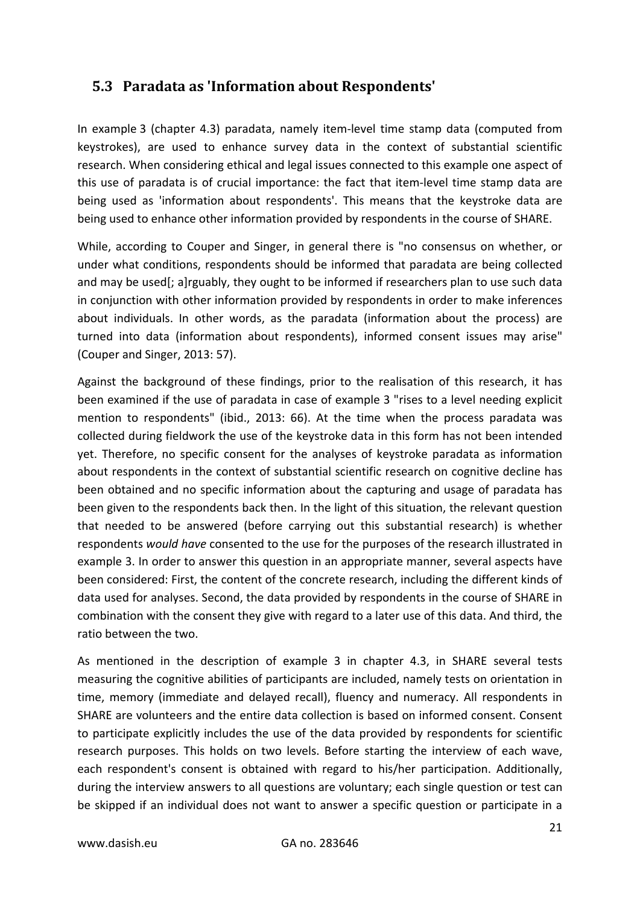## 5.3 Paradata as 'Information about Respondents'

In example 3 (chapter 4.3) paradata, namely item-level time stamp data (computed from keystrokes), are used to enhance survey data in the context of substantial scientific research. When considering ethical and legal issues connected to this example one aspect of this use of paradata is of crucial importance: the fact that item-level time stamp data are being used as 'information about respondents'. This means that the keystroke data are being used to enhance other information provided by respondents in the course of SHARE.

While, according to Couper and Singer, in general there is "no consensus on whether, or under what conditions, respondents should be informed that paradata are being collected and may be used[; a]rguably, they ought to be informed if researchers plan to use such data in conjunction with other information provided by respondents in order to make inferences about individuals. In other words, as the paradata (information about the process) are turned into data (information about respondents), informed consent issues may arise" (Couper and Singer, 2013: 57).

Against the background of these findings, prior to the realisation of this research, it has been examined if the use of paradata in case of example 3 "rises to a level needing explicit mention to respondents" (ibid., 2013: 66). At the time when the process paradata was collected during fieldwork the use of the keystroke data in this form has not been intended yet. Therefore, no specific consent for the analyses of keystroke paradata as information about respondents in the context of substantial scientific research on cognitive decline has been obtained and no specific information about the capturing and usage of paradata has been given to the respondents back then. In the light of this situation, the relevant question that needed to be answered (before carrying out this substantial research) is whether respondents *would have* consented to the use for the purposes of the research illustrated in example 3. In order to answer this question in an appropriate manner, several aspects have been considered: First, the content of the concrete research, including the different kinds of data used for analyses. Second, the data provided by respondents in the course of SHARE in combination with the consent they give with regard to a later use of this data. And third, the ratio between the two.

As mentioned in the description of example 3 in chapter 4.3, in SHARE several tests measuring the cognitive abilities of participants are included, namely tests on orientation in time, memory (immediate and delayed recall), fluency and numeracy. All respondents in SHARE are volunteers and the entire data collection is based on informed consent. Consent to participate explicitly includes the use of the data provided by respondents for scientific research purposes. This holds on two levels. Before starting the interview of each wave, each respondent's consent is obtained with regard to his/her participation. Additionally, during the interview answers to all questions are voluntary; each single question or test can be skipped if an individual does not want to answer a specific question or participate in a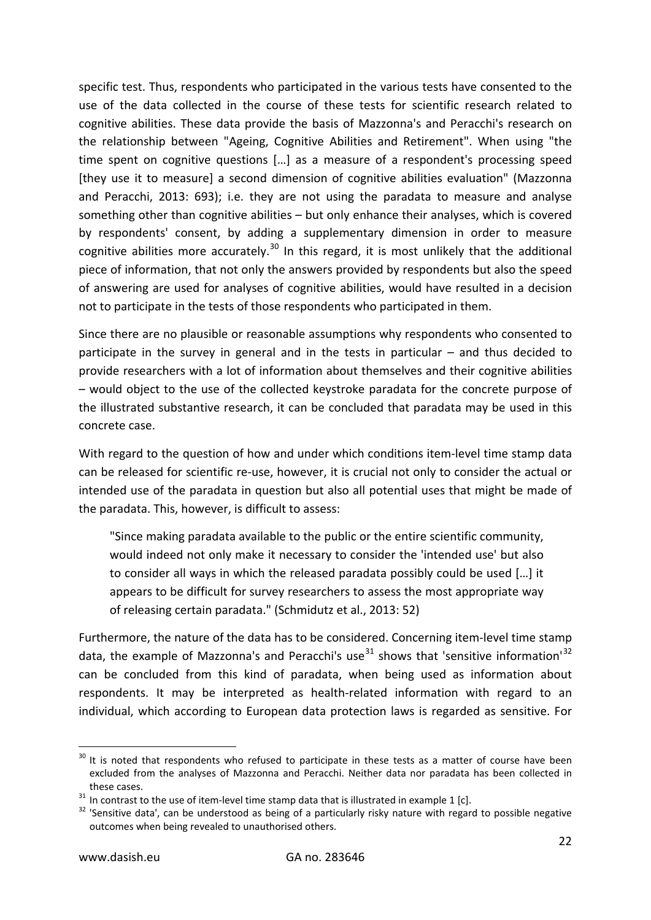specific test. Thus, respondents who participated in the various tests have consented to the use of the data collected in the course of these tests for scientific research related to cognitive abilities. These data provide the basis of Mazzonna's and Peracchi's research on the relationship between "Ageing, Cognitive Abilities and Retirement". When using "the time spent on cognitive questions […] as a measure of a respondent's processing speed [they use it to measure] a second dimension of cognitive abilities evaluation" (Mazzonna and Peracchi, 2013: 693); i.e. they are not using the paradata to measure and analyse something other than cognitive abilities – but only enhance their analyses, which is covered by respondents' consent, by adding a supplementary dimension in order to measure cognitive abilities more accurately.[30] In this regard, it is most unlikely that the additional piece of information, that not only the answers provided by respondents but also the speed of answering are used for analyses of cognitive abilities, would have resulted in a decision not to participate in the tests of those respondents who participated in them.

Since there are no plausible or reasonable assumptions why respondents who consented to participate in the survey in general and in the tests in particular – and thus decided to provide researchers with a lot of information about themselves and their cognitive abilities – would object to the use of the collected keystroke paradata for the concrete purpose of the illustrated substantive research, it can be concluded that paradata may be used in this concrete case.

With regard to the question of how and under which conditions item-level time stamp data can be released for scientific re-use, however, it is crucial not only to consider the actual or intended use of the paradata in question but also all potential uses that might be made of the paradata. This, however, is difficult to assess:

> "Since making paradata available to the public or the entire scientific community, would indeed not only make it necessary to consider the 'intended use' but also to consider all ways in which the released paradata possibly could be used […] it appears to be difficult for survey researchers to assess the most appropriate way of releasing certain paradata." (Schmidutz et al., 2013: 52)

Furthermore, the nature of the data has to be considered. Concerning item-level time stamp data, the example of Mazzonna's and Peracchi's use[31] shows that 'sensitive information'[32] can be concluded from this kind of paradata, when being used as information about respondents. It may be interpreted as health-related information with regard to an individual, which according to European data protection laws is regarded as sensitive. For

---

[30] It is noted that respondents who refused to participate in these tests as a matter of course have been excluded from the analyses of Mazzonna and Peracchi. Neither data nor paradata has been collected in these cases.

[31] In contrast to the use of item-level time stamp data that is illustrated in example 1 [c].

[32] 'Sensitive data', can be understood as being of a particularly risky nature with regard to possible negative outcomes when being revealed to unauthorised others.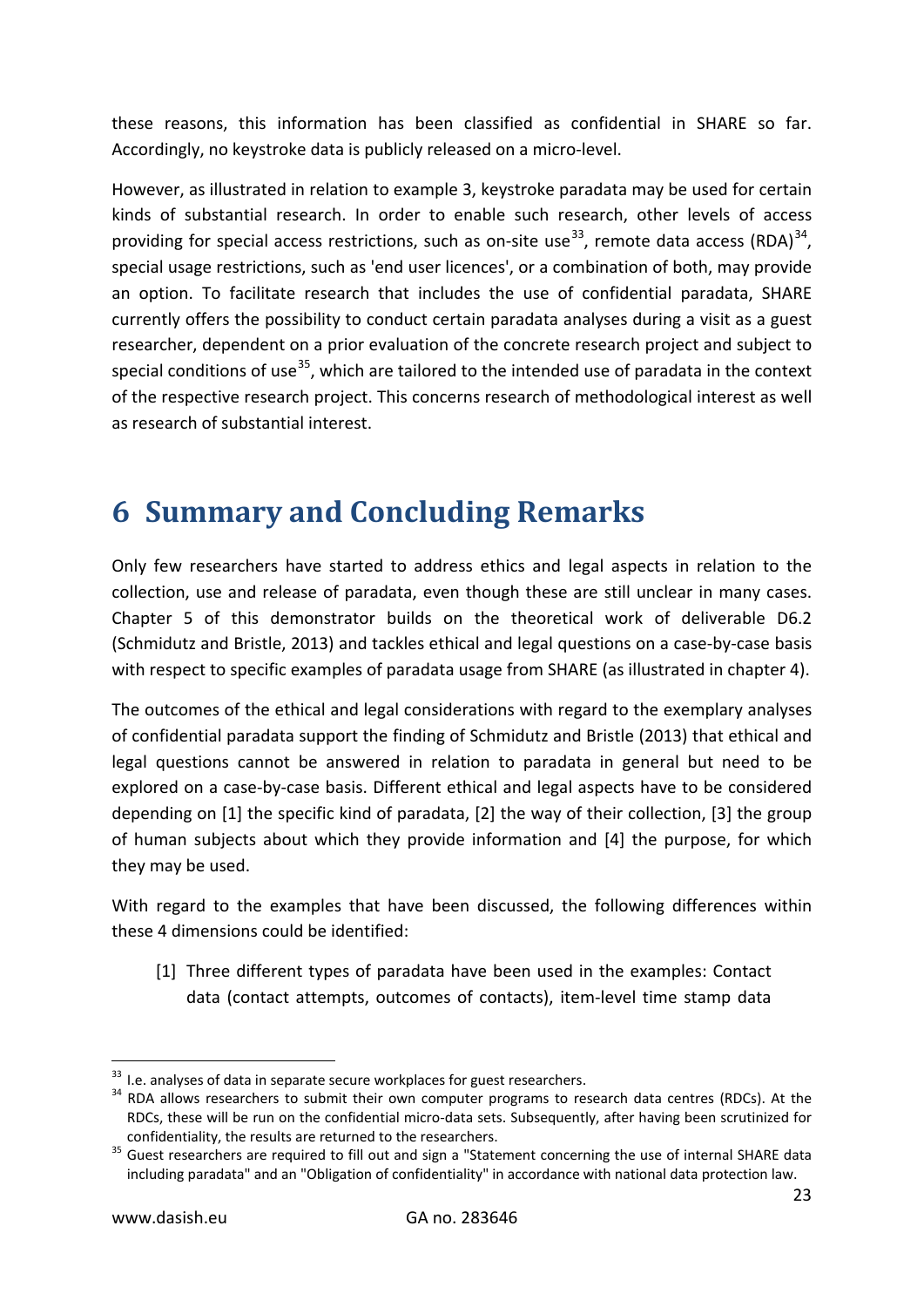these reasons, this information has been classified as confidential in SHARE so far. Accordingly, no keystroke data is publicly released on a micro-level.

However, as illustrated in relation to example 3, keystroke paradata may be used for certain kinds of substantial research. In order to enable such research, other levels of access providing for special access restrictions, such as on-site use[33], remote data access (RDA)[34], special usage restrictions, such as 'end user licences', or a combination of both, may provide an option. To facilitate research that includes the use of confidential paradata, SHARE currently offers the possibility to conduct certain paradata analyses during a visit as a guest researcher, dependent on a prior evaluation of the concrete research project and subject to special conditions of use[35], which are tailored to the intended use of paradata in the context of the respective research project. This concerns research of methodological interest as well as research of substantial interest.

# 6 Summary and Concluding Remarks

Only few researchers have started to address ethics and legal aspects in relation to the collection, use and release of paradata, even though these are still unclear in many cases. Chapter 5 of this demonstrator builds on the theoretical work of deliverable D6.2 (Schmidutz and Bristle, 2013) and tackles ethical and legal questions on a case-by-case basis with respect to specific examples of paradata usage from SHARE (as illustrated in chapter 4).

The outcomes of the ethical and legal considerations with regard to the exemplary analyses of confidential paradata support the finding of Schmidutz and Bristle (2013) that ethical and legal questions cannot be answered in relation to paradata in general but need to be explored on a case-by-case basis. Different ethical and legal aspects have to be considered depending on [1] the specific kind of paradata, [2] the way of their collection, [3] the group of human subjects about which they provide information and [4] the purpose, for which they may be used.

With regard to the examples that have been discussed, the following differences within these 4 dimensions could be identified:

[1] Three different types of paradata have been used in the examples: Contact data (contact attempts, outcomes of contacts), item-level time stamp data

---

[33] I.e. analyses of data in separate secure workplaces for guest researchers.

[34] RDA allows researchers to submit their own computer programs to research data centres (RDCs). At the RDCs, these will be run on the confidential micro-data sets. Subsequently, after having been scrutinized for confidentiality, the results are returned to the researchers.

[35] Guest researchers are required to fill out and sign a "Statement concerning the use of internal SHARE data including paradata" and an "Obligation of confidentiality" in accordance with national data protection law.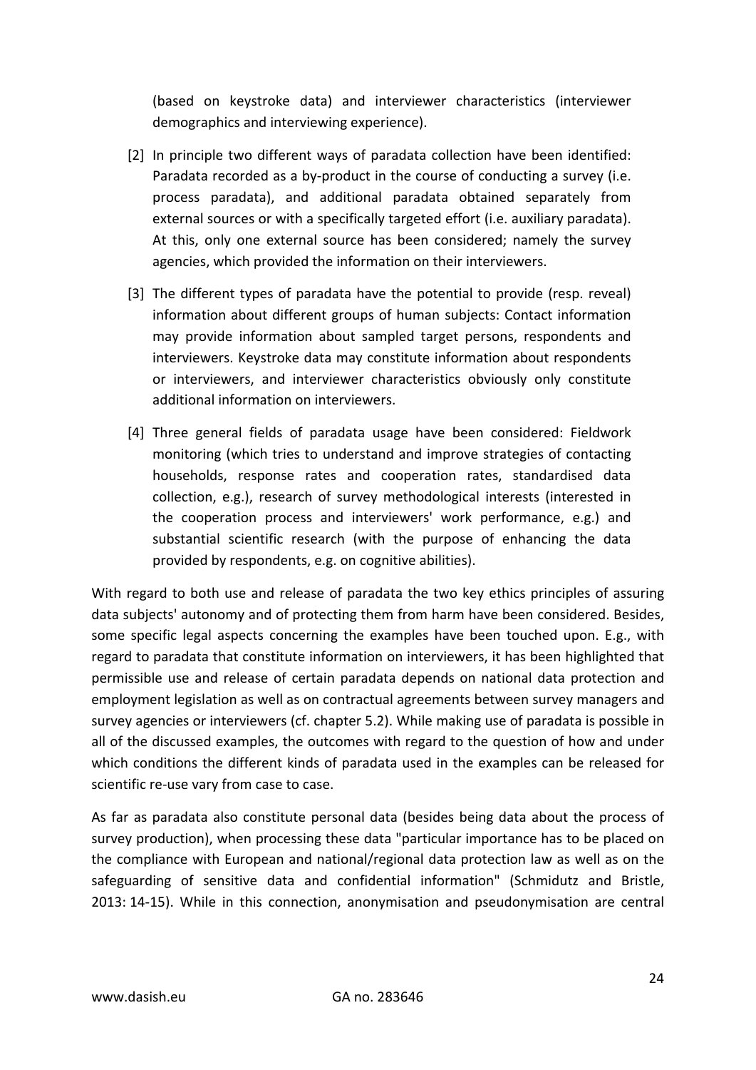(based on keystroke data) and interviewer characteristics (interviewer demographics and interviewing experience).

[2] In principle two different ways of paradata collection have been identified: Paradata recorded as a by-product in the course of conducting a survey (i.e. process paradata), and additional paradata obtained separately from external sources or with a specifically targeted effort (i.e. auxiliary paradata). At this, only one external source has been considered; namely the survey agencies, which provided the information on their interviewers.

[3] The different types of paradata have the potential to provide (resp. reveal) information about different groups of human subjects: Contact information may provide information about sampled target persons, respondents and interviewers. Keystroke data may constitute information about respondents or interviewers, and interviewer characteristics obviously only constitute additional information on interviewers.

[4] Three general fields of paradata usage have been considered: Fieldwork monitoring (which tries to understand and improve strategies of contacting households, response rates and cooperation rates, standardised data collection, e.g.), research of survey methodological interests (interested in the cooperation process and interviewers' work performance, e.g.) and substantial scientific research (with the purpose of enhancing the data provided by respondents, e.g. on cognitive abilities).

With regard to both use and release of paradata the two key ethics principles of assuring data subjects' autonomy and of protecting them from harm have been considered. Besides, some specific legal aspects concerning the examples have been touched upon. E.g., with regard to paradata that constitute information on interviewers, it has been highlighted that permissible use and release of certain paradata depends on national data protection and employment legislation as well as on contractual agreements between survey managers and survey agencies or interviewers (cf. chapter 5.2). While making use of paradata is possible in all of the discussed examples, the outcomes with regard to the question of how and under which conditions the different kinds of paradata used in the examples can be released for scientific re-use vary from case to case.

As far as paradata also constitute personal data (besides being data about the process of survey production), when processing these data "particular importance has to be placed on the compliance with European and national/regional data protection law as well as on the safeguarding of sensitive data and confidential information" (Schmidutz and Bristle, 2013: 14-15). While in this connection, anonymisation and pseudonymisation are central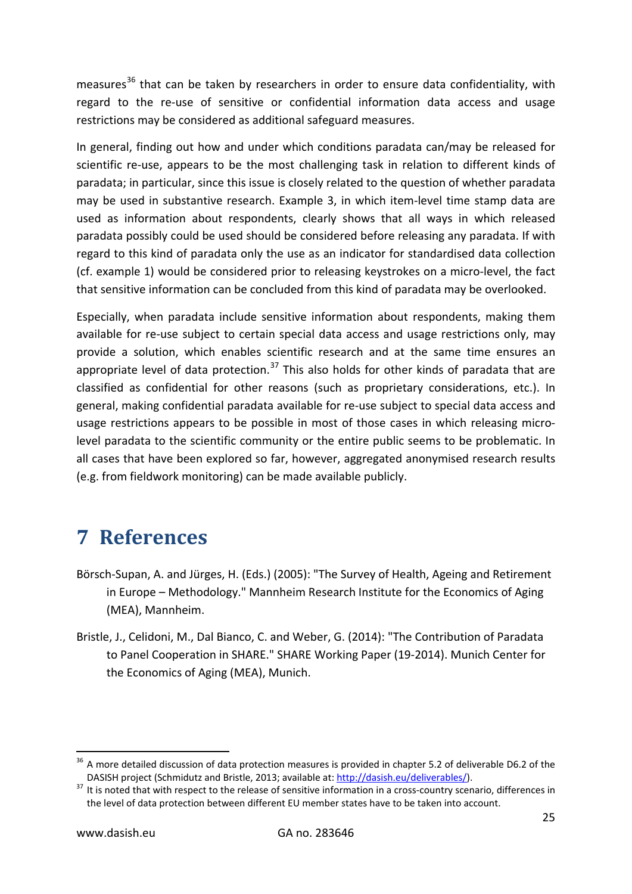measures[36] that can be taken by researchers in order to ensure data confidentiality, with regard to the re-use of sensitive or confidential information data access and usage restrictions may be considered as additional safeguard measures.

In general, finding out how and under which conditions paradata can/may be released for scientific re-use, appears to be the most challenging task in relation to different kinds of paradata; in particular, since this issue is closely related to the question of whether paradata may be used in substantive research. Example 3, in which item-level time stamp data are used as information about respondents, clearly shows that all ways in which released paradata possibly could be used should be considered before releasing any paradata. If with regard to this kind of paradata only the use as an indicator for standardised data collection (cf. example 1) would be considered prior to releasing keystrokes on a micro-level, the fact that sensitive information can be concluded from this kind of paradata may be overlooked.

Especially, when paradata include sensitive information about respondents, making them available for re-use subject to certain special data access and usage restrictions only, may provide a solution, which enables scientific research and at the same time ensures an appropriate level of data protection.[37] This also holds for other kinds of paradata that are classified as confidential for other reasons (such as proprietary considerations, etc.). In general, making confidential paradata available for re-use subject to special data access and usage restrictions appears to be possible in most of those cases in which releasing micro-level paradata to the scientific community or the entire public seems to be problematic. In all cases that have been explored so far, however, aggregated anonymised research results (e.g. from fieldwork monitoring) can be made available publicly.

# 7 References

Börsch-Supan, A. and Jürges, H. (Eds.) (2005): "The Survey of Health, Ageing and Retirement in Europe – Methodology." Mannheim Research Institute for the Economics of Aging (MEA), Mannheim.

Bristle, J., Celidoni, M., Dal Bianco, C. and Weber, G. (2014): "The Contribution of Paradata to Panel Cooperation in SHARE." SHARE Working Paper (19-2014). Munich Center for the Economics of Aging (MEA), Munich.

---

[36] A more detailed discussion of data protection measures is provided in chapter 5.2 of deliverable D6.2 of the DASISH project (Schmidutz and Bristle, 2013; available at: http://dasish.eu/deliverables/).

[37] It is noted that with respect to the release of sensitive information in a cross-country scenario, differences in the level of data protection between different EU member states have to be taken into account.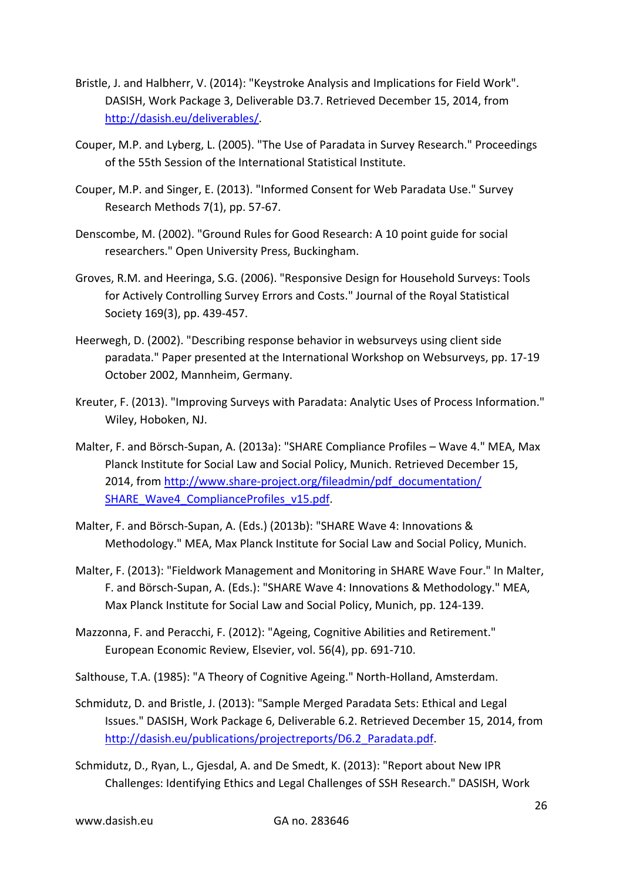Bristle, J. and Halbherr, V. (2014): "Keystroke Analysis and Implications for Field Work". DASISH, Work Package 3, Deliverable D3.7. Retrieved December 15, 2014, from http://dasish.eu/deliverables/.

Couper, M.P. and Lyberg, L. (2005). "The Use of Paradata in Survey Research." Proceedings of the 55th Session of the International Statistical Institute.

Couper, M.P. and Singer, E. (2013). "Informed Consent for Web Paradata Use." Survey Research Methods 7(1), pp. 57-67.

Denscombe, M. (2002). "Ground Rules for Good Research: A 10 point guide for social researchers." Open University Press, Buckingham.

Groves, R.M. and Heeringa, S.G. (2006). "Responsive Design for Household Surveys: Tools for Actively Controlling Survey Errors and Costs." Journal of the Royal Statistical Society 169(3), pp. 439-457.

Heerwegh, D. (2002). "Describing response behavior in websurveys using client side paradata." Paper presented at the International Workshop on Websurveys, pp. 17-19 October 2002, Mannheim, Germany.

Kreuter, F. (2013). "Improving Surveys with Paradata: Analytic Uses of Process Information." Wiley, Hoboken, NJ.

Malter, F. and Börsch-Supan, A. (2013a): "SHARE Compliance Profiles – Wave 4." MEA, Max Planck Institute for Social Law and Social Policy, Munich. Retrieved December 15, 2014, from http://www.share-project.org/fileadmin/pdf_documentation/SHARE_Wave4_ComplianceProfiles_v15.pdf.

Malter, F. and Börsch-Supan, A. (Eds.) (2013b): "SHARE Wave 4: Innovations & Methodology." MEA, Max Planck Institute for Social Law and Social Policy, Munich.

Malter, F. (2013): "Fieldwork Management and Monitoring in SHARE Wave Four." In Malter, F. and Börsch-Supan, A. (Eds.): "SHARE Wave 4: Innovations & Methodology." MEA, Max Planck Institute for Social Law and Social Policy, Munich, pp. 124-139.

Mazzonna, F. and Peracchi, F. (2012): "Ageing, Cognitive Abilities and Retirement." European Economic Review, Elsevier, vol. 56(4), pp. 691-710.

Salthouse, T.A. (1985): "A Theory of Cognitive Ageing." North-Holland, Amsterdam.

Schmidutz, D. and Bristle, J. (2013): "Sample Merged Paradata Sets: Ethical and Legal Issues." DASISH, Work Package 6, Deliverable 6.2. Retrieved December 15, 2014, from http://dasish.eu/publications/projectreports/D6.2_Paradata.pdf.

Schmidutz, D., Ryan, L., Gjesdal, A. and De Smedt, K. (2013): "Report about New IPR Challenges: Identifying Ethics and Legal Challenges of SSH Research." DASISH, Work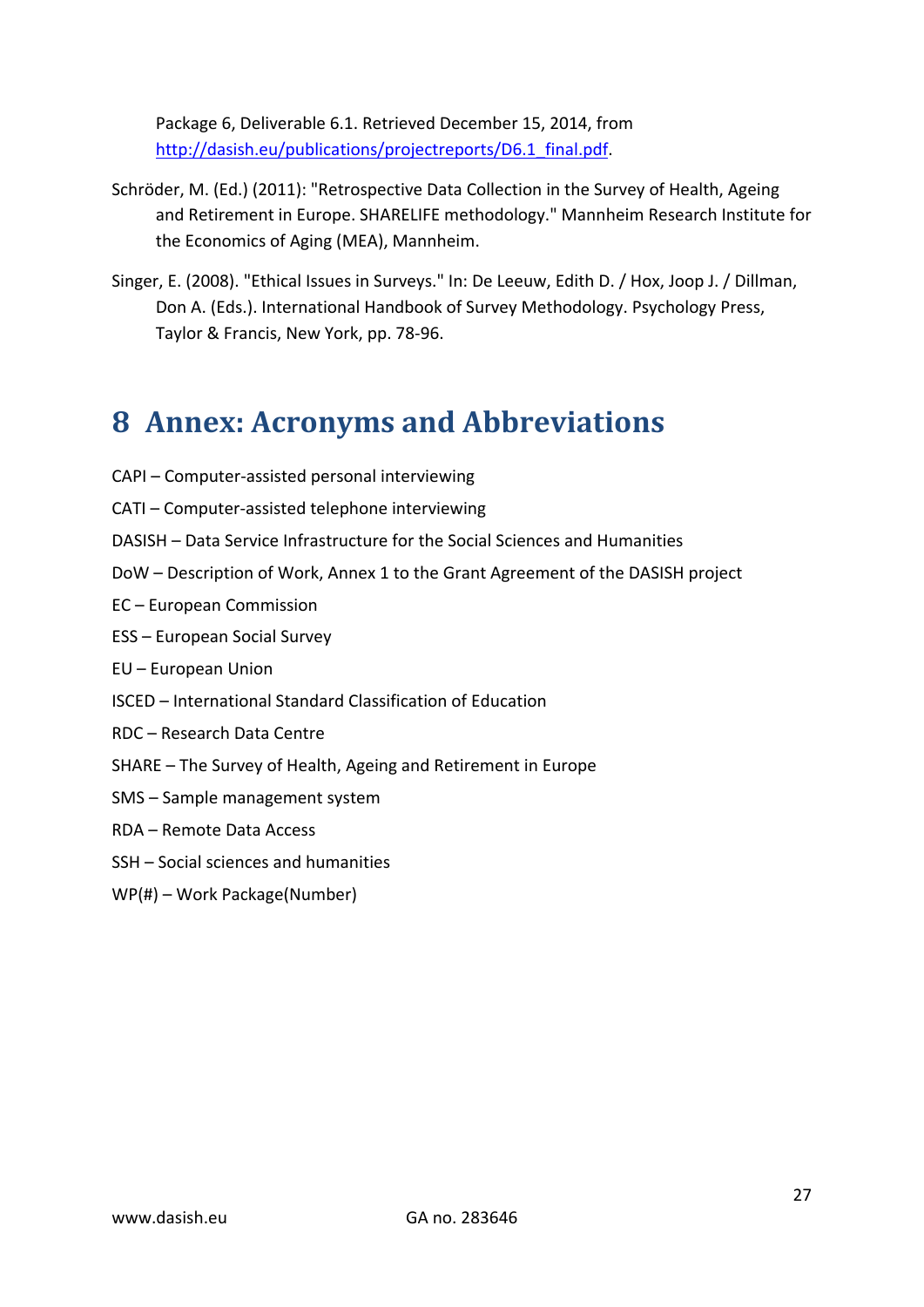Package 6, Deliverable 6.1. Retrieved December 15, 2014, from http://dasish.eu/publications/projectreports/D6.1_final.pdf.

Schröder, M. (Ed.) (2011): "Retrospective Data Collection in the Survey of Health, Ageing and Retirement in Europe. SHARELIFE methodology." Mannheim Research Institute for the Economics of Aging (MEA), Mannheim.

Singer, E. (2008). "Ethical Issues in Surveys." In: De Leeuw, Edith D. / Hox, Joop J. / Dillman, Don A. (Eds.). International Handbook of Survey Methodology. Psychology Press, Taylor & Francis, New York, pp. 78-96.

# 8 Annex: Acronyms and Abbreviations

CAPI – Computer-assisted personal interviewing

CATI – Computer-assisted telephone interviewing

DASISH – Data Service Infrastructure for the Social Sciences and Humanities

DoW – Description of Work, Annex 1 to the Grant Agreement of the DASISH project

EC – European Commission

ESS – European Social Survey

EU – European Union

ISCED – International Standard Classification of Education

RDC – Research Data Centre

SHARE – The Survey of Health, Ageing and Retirement in Europe

SMS – Sample management system

RDA – Remote Data Access

SSH – Social sciences and humanities

WP(#) – Work Package(Number)